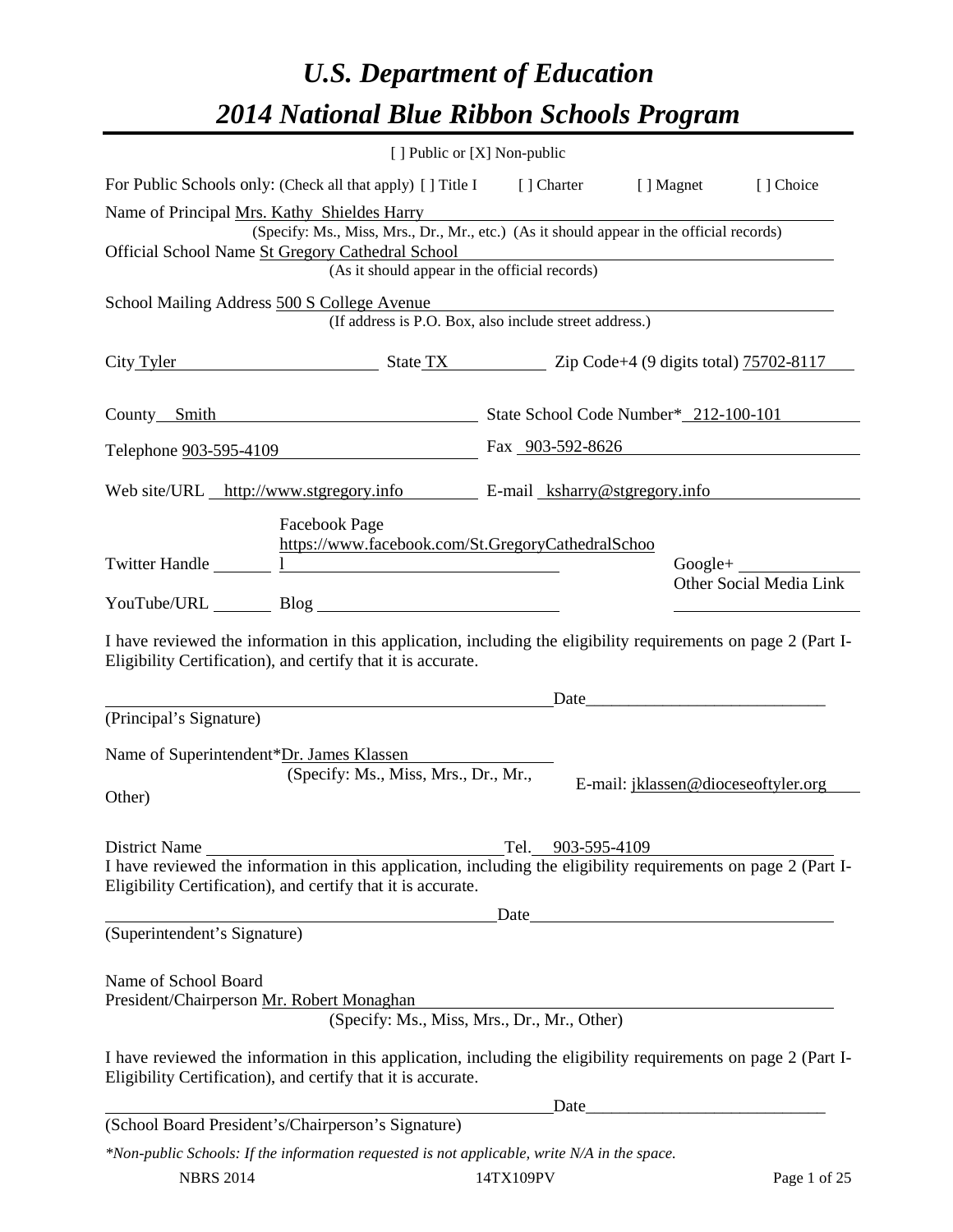# *U.S. Department of Education*

# *2014 National Blue Ribbon Schools Program*

[ ] Public or [X] Non-public

For Public Schools only: (Check all that apply) [ ] Title I [ ] Charter [ ] Magnet [ ] Choice

Name of Principal Mrs. Kathy Shieldes Harry
(Specify: Ms., Miss, Mrs., Dr., Mr., etc.) (As it should appear in the official records)

Official School Name St Gregory Cathedral School
(As it should appear in the official records)

School Mailing Address 500 S College Avenue
(If address is P.O. Box, also include street address.)

City Tyler State TX Zip Code+4 (9 digits total) 75702-8117

County Smith State School Code Number* 212-100-101

Telephone 903-595-4109 Fax 903-592-8626

Web site/URL http://www.stgregory.info E-mail ksharry@stgregory.info

Twitter Handle ______ Facebook Page https://www.facebook.com/St.GregoryCathedralSchool Google+ ______

YouTube/URL ______ Blog ______ Other Social Media Link ______

I have reviewed the information in this application, including the eligibility requirements on page 2 (Part I-Eligibility Certification), and certify that it is accurate.

_______________________________ Date_______________________
(Principal's Signature)

Name of Superintendent*Dr. James Klassen
(Specify: Ms., Miss, Mrs., Dr., Mr., Other)

E-mail: jklassen@dioceseoftyler.org

District Name ______________ Tel. 903-595-4109

I have reviewed the information in this application, including the eligibility requirements on page 2 (Part I-Eligibility Certification), and certify that it is accurate.

_______________________________ Date_______________________
(Superintendent's Signature)

Name of School Board
President/Chairperson Mr. Robert Monaghan
(Specify: Ms., Miss, Mrs., Dr., Mr., Other)

I have reviewed the information in this application, including the eligibility requirements on page 2 (Part I-Eligibility Certification), and certify that it is accurate.

_______________________________ Date_______________________
(School Board President's/Chairperson's Signature)

*\*Non-public Schools: If the information requested is not applicable, write N/A in the space.*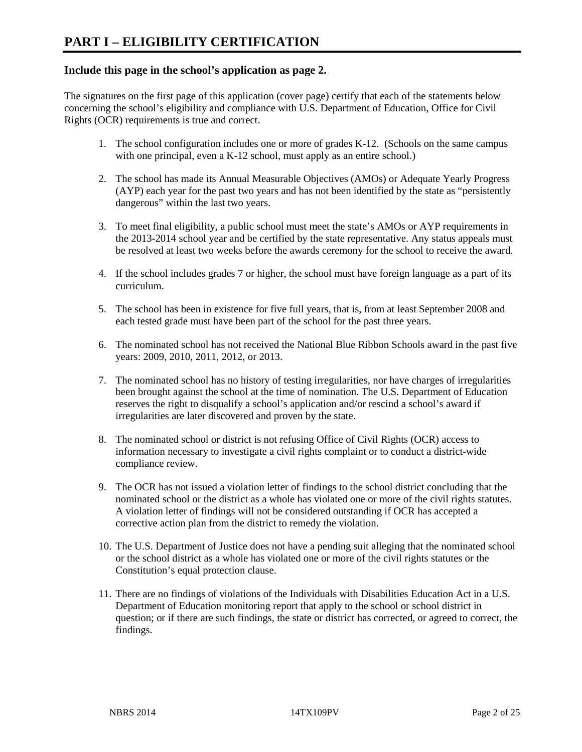# PART I – ELIGIBILITY CERTIFICATION

### Include this page in the school's application as page 2.

The signatures on the first page of this application (cover page) certify that each of the statements below concerning the school's eligibility and compliance with U.S. Department of Education, Office for Civil Rights (OCR) requirements is true and correct.

1. The school configuration includes one or more of grades K-12. (Schools on the same campus with one principal, even a K-12 school, must apply as an entire school.)

2. The school has made its Annual Measurable Objectives (AMOs) or Adequate Yearly Progress (AYP) each year for the past two years and has not been identified by the state as "persistently dangerous" within the last two years.

3. To meet final eligibility, a public school must meet the state's AMOs or AYP requirements in the 2013-2014 school year and be certified by the state representative. Any status appeals must be resolved at least two weeks before the awards ceremony for the school to receive the award.

4. If the school includes grades 7 or higher, the school must have foreign language as a part of its curriculum.

5. The school has been in existence for five full years, that is, from at least September 2008 and each tested grade must have been part of the school for the past three years.

6. The nominated school has not received the National Blue Ribbon Schools award in the past five years: 2009, 2010, 2011, 2012, or 2013.

7. The nominated school has no history of testing irregularities, nor have charges of irregularities been brought against the school at the time of nomination. The U.S. Department of Education reserves the right to disqualify a school's application and/or rescind a school's award if irregularities are later discovered and proven by the state.

8. The nominated school or district is not refusing Office of Civil Rights (OCR) access to information necessary to investigate a civil rights complaint or to conduct a district-wide compliance review.

9. The OCR has not issued a violation letter of findings to the school district concluding that the nominated school or the district as a whole has violated one or more of the civil rights statutes. A violation letter of findings will not be considered outstanding if OCR has accepted a corrective action plan from the district to remedy the violation.

10. The U.S. Department of Justice does not have a pending suit alleging that the nominated school or the school district as a whole has violated one or more of the civil rights statutes or the Constitution's equal protection clause.

11. There are no findings of violations of the Individuals with Disabilities Education Act in a U.S. Department of Education monitoring report that apply to the school or school district in question; or if there are such findings, the state or district has corrected, or agreed to correct, the findings.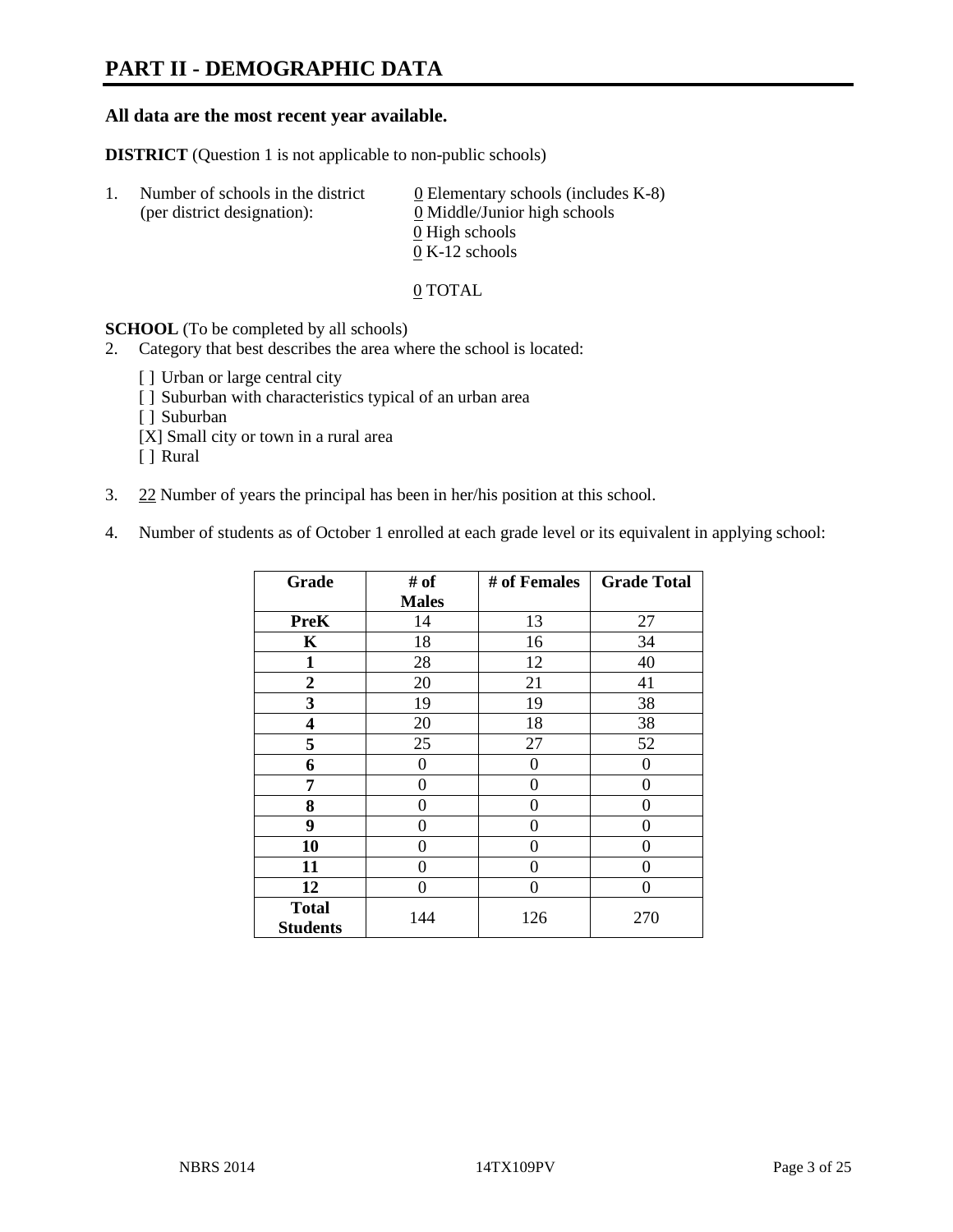# PART II - DEMOGRAPHIC DATA

**All data are the most recent year available.**

**DISTRICT** (Question 1 is not applicable to non-public schools)

1. Number of schools in the district (per district designation):
   0 Elementary schools (includes K-8)
   0 Middle/Junior high schools
   0 High schools
   0 K-12 schools

   0 TOTAL

**SCHOOL** (To be completed by all schools)

2. Category that best describes the area where the school is located:

   [ ] Urban or large central city
   [ ] Suburban with characteristics typical of an urban area
   [ ] Suburban
   [X] Small city or town in a rural area
   [ ] Rural

3. 22 Number of years the principal has been in her/his position at this school.

4. Number of students as of October 1 enrolled at each grade level or its equivalent in applying school:

| Grade | # of Males | # of Females | Grade Total |
|---|---|---|---|
| **PreK** | 14 | 13 | 27 |
| **K** | 18 | 16 | 34 |
| **1** | 28 | 12 | 40 |
| **2** | 20 | 21 | 41 |
| **3** | 19 | 19 | 38 |
| **4** | 20 | 18 | 38 |
| **5** | 25 | 27 | 52 |
| **6** | 0 | 0 | 0 |
| **7** | 0 | 0 | 0 |
| **8** | 0 | 0 | 0 |
| **9** | 0 | 0 | 0 |
| **10** | 0 | 0 | 0 |
| **11** | 0 | 0 | 0 |
| **12** | 0 | 0 | 0 |
| **Total Students** | 144 | 126 | 270 |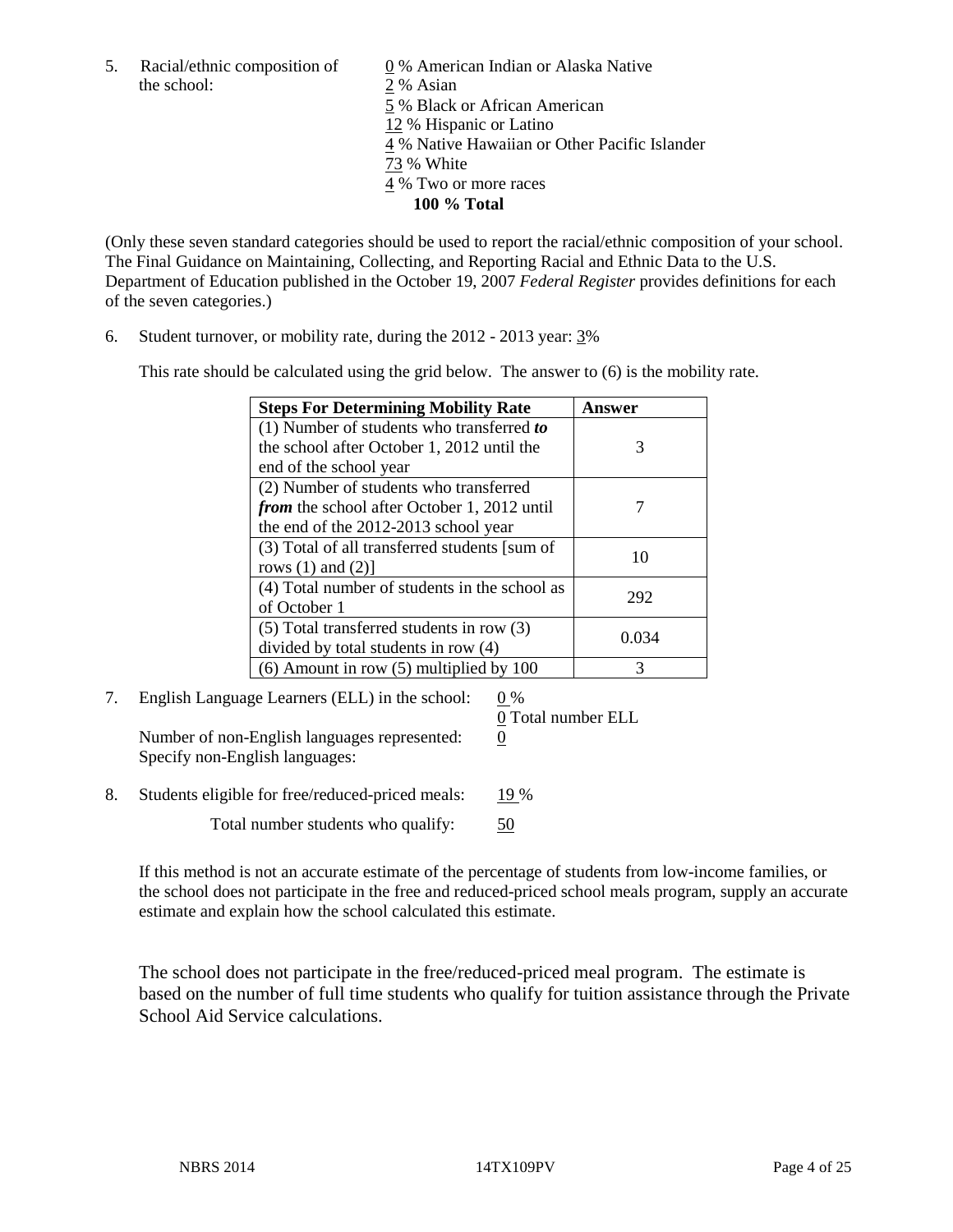5. Racial/ethnic composition of the school:

0 % American Indian or Alaska Native
2 % Asian
5 % Black or African American
12 % Hispanic or Latino
4 % Native Hawaiian or Other Pacific Islander
73 % White
4 % Two or more races
**100 % Total**

(Only these seven standard categories should be used to report the racial/ethnic composition of your school. The Final Guidance on Maintaining, Collecting, and Reporting Racial and Ethnic Data to the U.S. Department of Education published in the October 19, 2007 *Federal Register* provides definitions for each of the seven categories.)

6. Student turnover, or mobility rate, during the 2012 - 2013 year: 3%

This rate should be calculated using the grid below. The answer to (6) is the mobility rate.

| **Steps For Determining Mobility Rate** | **Answer** |
|---|---|
| (1) Number of students who transferred ***to*** the school after October 1, 2012 until the end of the school year | 3 |
| (2) Number of students who transferred ***from*** the school after October 1, 2012 until the end of the 2012-2013 school year | 7 |
| (3) Total of all transferred students [sum of rows (1) and (2)] | 10 |
| (4) Total number of students in the school as of October 1 | 292 |
| (5) Total transferred students in row (3) divided by total students in row (4) | 0.034 |
| (6) Amount in row (5) multiplied by 100 | 3 |

7. English Language Learners (ELL) in the school: 0 %
0 Total number ELL

Number of non-English languages represented: 0
Specify non-English languages:

8. Students eligible for free/reduced-priced meals: 19 %

Total number students who qualify: 50

If this method is not an accurate estimate of the percentage of students from low-income families, or the school does not participate in the free and reduced-priced school meals program, supply an accurate estimate and explain how the school calculated this estimate.

The school does not participate in the free/reduced-priced meal program. The estimate is based on the number of full time students who qualify for tuition assistance through the Private School Aid Service calculations.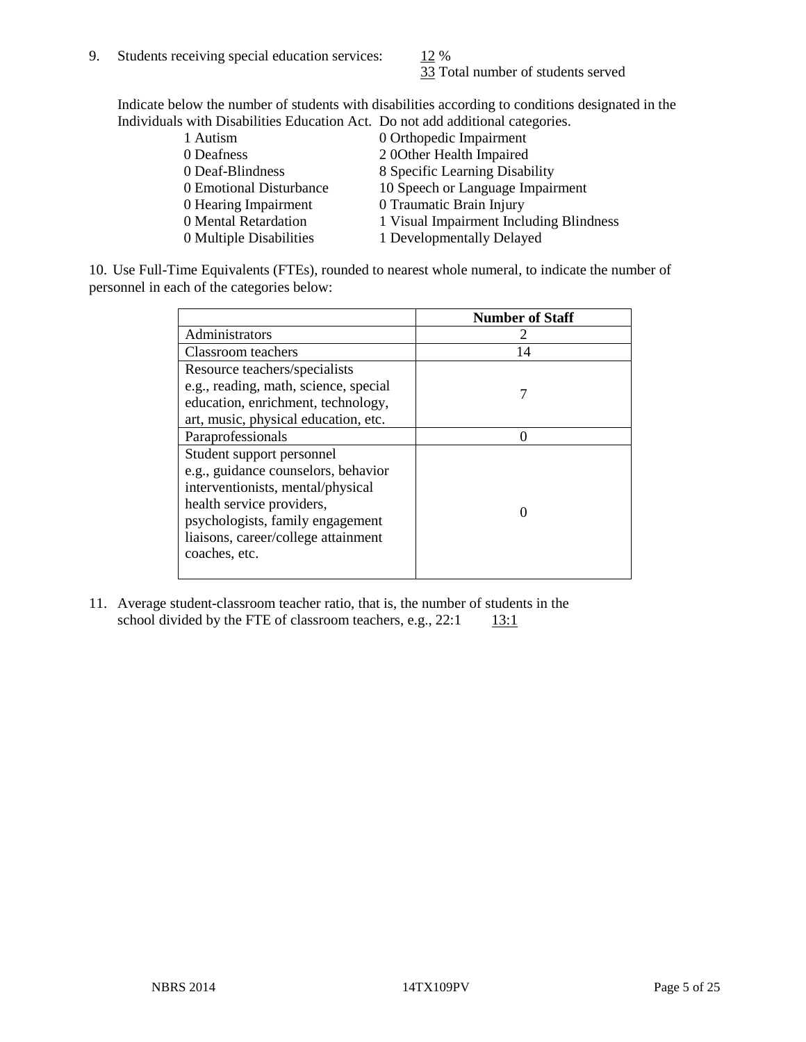9. Students receiving special education services: 12 %
   33 Total number of students served

Indicate below the number of students with disabilities according to conditions designated in the Individuals with Disabilities Education Act. Do not add additional categories.

| | |
|---|---|
| 1 Autism | 0 Orthopedic Impairment |
| 0 Deafness | 2 0Other Health Impaired |
| 0 Deaf-Blindness | 8 Specific Learning Disability |
| 0 Emotional Disturbance | 10 Speech or Language Impairment |
| 0 Hearing Impairment | 0 Traumatic Brain Injury |
| 0 Mental Retardation | 1 Visual Impairment Including Blindness |
| 0 Multiple Disabilities | 1 Developmentally Delayed |

10. Use Full-Time Equivalents (FTEs), rounded to nearest whole numeral, to indicate the number of personnel in each of the categories below:

| | Number of Staff |
|---|---|
| Administrators | 2 |
| Classroom teachers | 14 |
| Resource teachers/specialists e.g., reading, math, science, special education, enrichment, technology, art, music, physical education, etc. | 7 |
| Paraprofessionals | 0 |
| Student support personnel e.g., guidance counselors, behavior interventionists, mental/physical health service providers, psychologists, family engagement liaisons, career/college attainment coaches, etc. | 0 |

11. Average student-classroom teacher ratio, that is, the number of students in the school divided by the FTE of classroom teachers, e.g., 22:1    13:1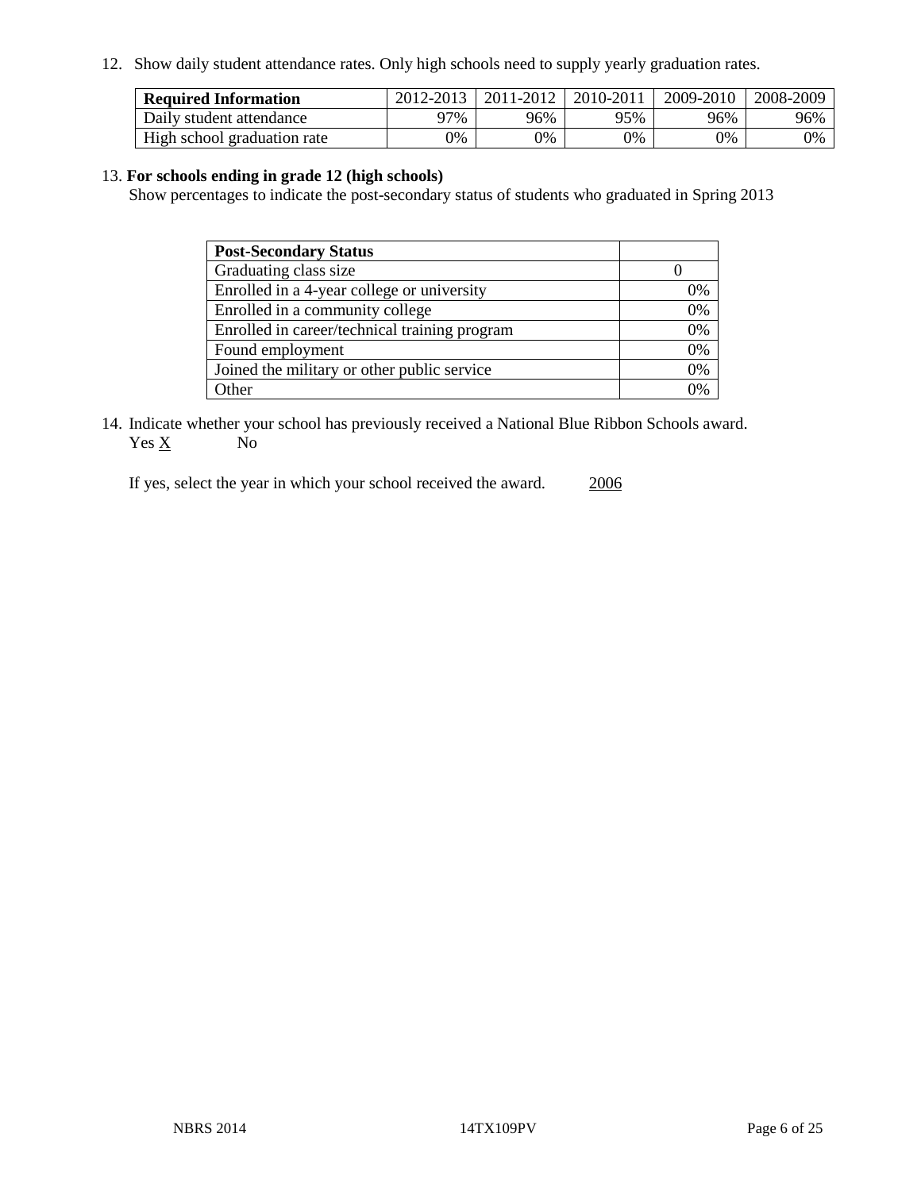12. Show daily student attendance rates. Only high schools need to supply yearly graduation rates.

| **Required Information** | 2012-2013 | 2011-2012 | 2010-2011 | 2009-2010 | 2008-2009 |
|---|---|---|---|---|---|
| Daily student attendance | 97% | 96% | 95% | 96% | 96% |
| High school graduation rate | 0% | 0% | 0% | 0% | 0% |

13. **For schools ending in grade 12 (high schools)**
Show percentages to indicate the post-secondary status of students who graduated in Spring 2013

| **Post-Secondary Status** | |
|---|---|
| Graduating class size | 0 |
| Enrolled in a 4-year college or university | 0% |
| Enrolled in a community college | 0% |
| Enrolled in career/technical training program | 0% |
| Found employment | 0% |
| Joined the military or other public service | 0% |
| Other | 0% |

14. Indicate whether your school has previously received a National Blue Ribbon Schools award.
Yes X No

If yes, select the year in which your school received the award. 2006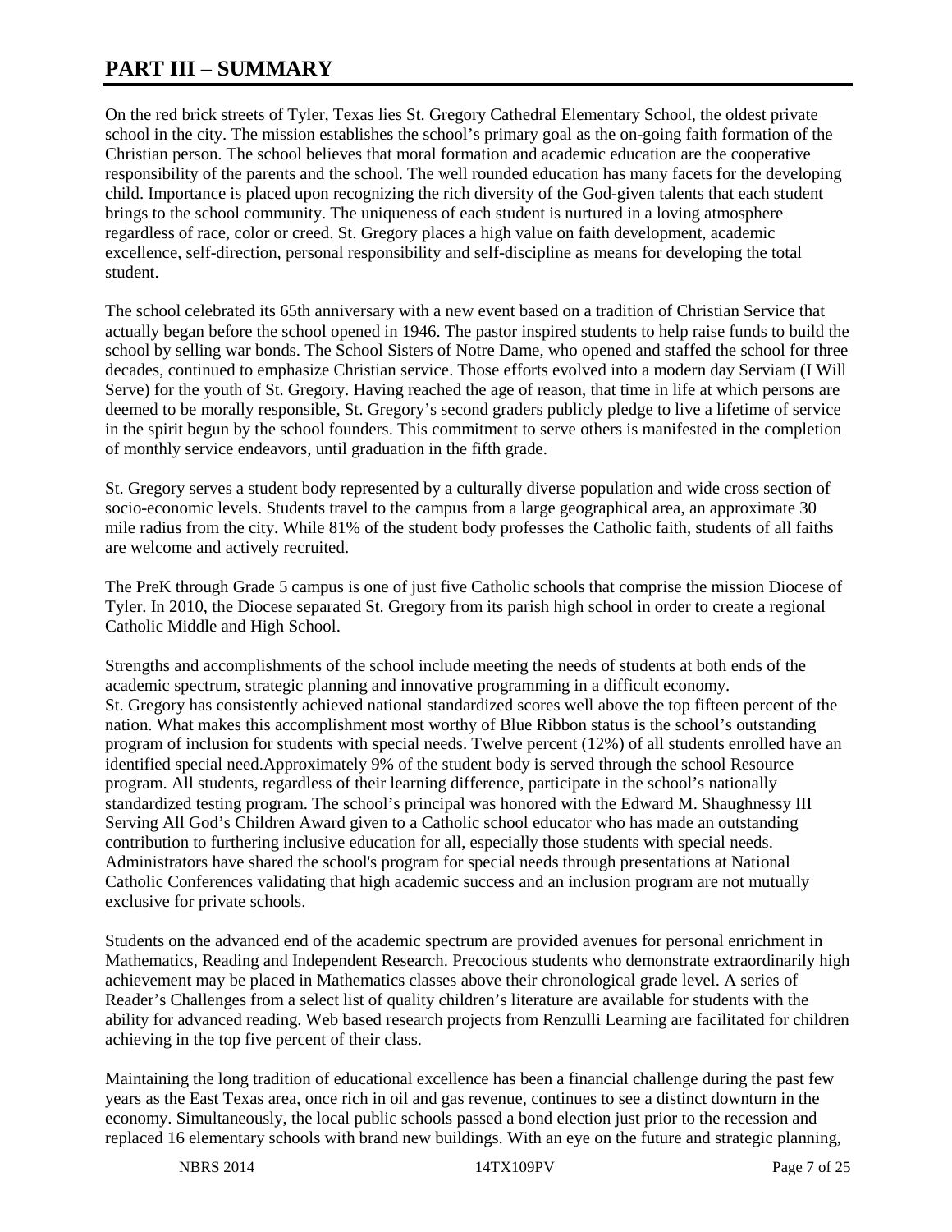# PART III – SUMMARY

On the red brick streets of Tyler, Texas lies St. Gregory Cathedral Elementary School, the oldest private school in the city. The mission establishes the school's primary goal as the on-going faith formation of the Christian person. The school believes that moral formation and academic education are the cooperative responsibility of the parents and the school. The well rounded education has many facets for the developing child. Importance is placed upon recognizing the rich diversity of the God-given talents that each student brings to the school community. The uniqueness of each student is nurtured in a loving atmosphere regardless of race, color or creed. St. Gregory places a high value on faith development, academic excellence, self-direction, personal responsibility and self-discipline as means for developing the total student.

The school celebrated its 65th anniversary with a new event based on a tradition of Christian Service that actually began before the school opened in 1946. The pastor inspired students to help raise funds to build the school by selling war bonds. The School Sisters of Notre Dame, who opened and staffed the school for three decades, continued to emphasize Christian service. Those efforts evolved into a modern day Serviam (I Will Serve) for the youth of St. Gregory. Having reached the age of reason, that time in life at which persons are deemed to be morally responsible, St. Gregory's second graders publicly pledge to live a lifetime of service in the spirit begun by the school founders. This commitment to serve others is manifested in the completion of monthly service endeavors, until graduation in the fifth grade.

St. Gregory serves a student body represented by a culturally diverse population and wide cross section of socio-economic levels. Students travel to the campus from a large geographical area, an approximate 30 mile radius from the city. While 81% of the student body professes the Catholic faith, students of all faiths are welcome and actively recruited.

The PreK through Grade 5 campus is one of just five Catholic schools that comprise the mission Diocese of Tyler. In 2010, the Diocese separated St. Gregory from its parish high school in order to create a regional Catholic Middle and High School.

Strengths and accomplishments of the school include meeting the needs of students at both ends of the academic spectrum, strategic planning and innovative programming in a difficult economy. St. Gregory has consistently achieved national standardized scores well above the top fifteen percent of the nation. What makes this accomplishment most worthy of Blue Ribbon status is the school's outstanding program of inclusion for students with special needs. Twelve percent (12%) of all students enrolled have an identified special need.Approximately 9% of the student body is served through the school Resource program. All students, regardless of their learning difference, participate in the school's nationally standardized testing program. The school's principal was honored with the Edward M. Shaughnessy III Serving All God's Children Award given to a Catholic school educator who has made an outstanding contribution to furthering inclusive education for all, especially those students with special needs. Administrators have shared the school's program for special needs through presentations at National Catholic Conferences validating that high academic success and an inclusion program are not mutually exclusive for private schools.

Students on the advanced end of the academic spectrum are provided avenues for personal enrichment in Mathematics, Reading and Independent Research. Precocious students who demonstrate extraordinarily high achievement may be placed in Mathematics classes above their chronological grade level. A series of Reader's Challenges from a select list of quality children's literature are available for students with the ability for advanced reading. Web based research projects from Renzulli Learning are facilitated for children achieving in the top five percent of their class.

Maintaining the long tradition of educational excellence has been a financial challenge during the past few years as the East Texas area, once rich in oil and gas revenue, continues to see a distinct downturn in the economy. Simultaneously, the local public schools passed a bond election just prior to the recession and replaced 16 elementary schools with brand new buildings. With an eye on the future and strategic planning,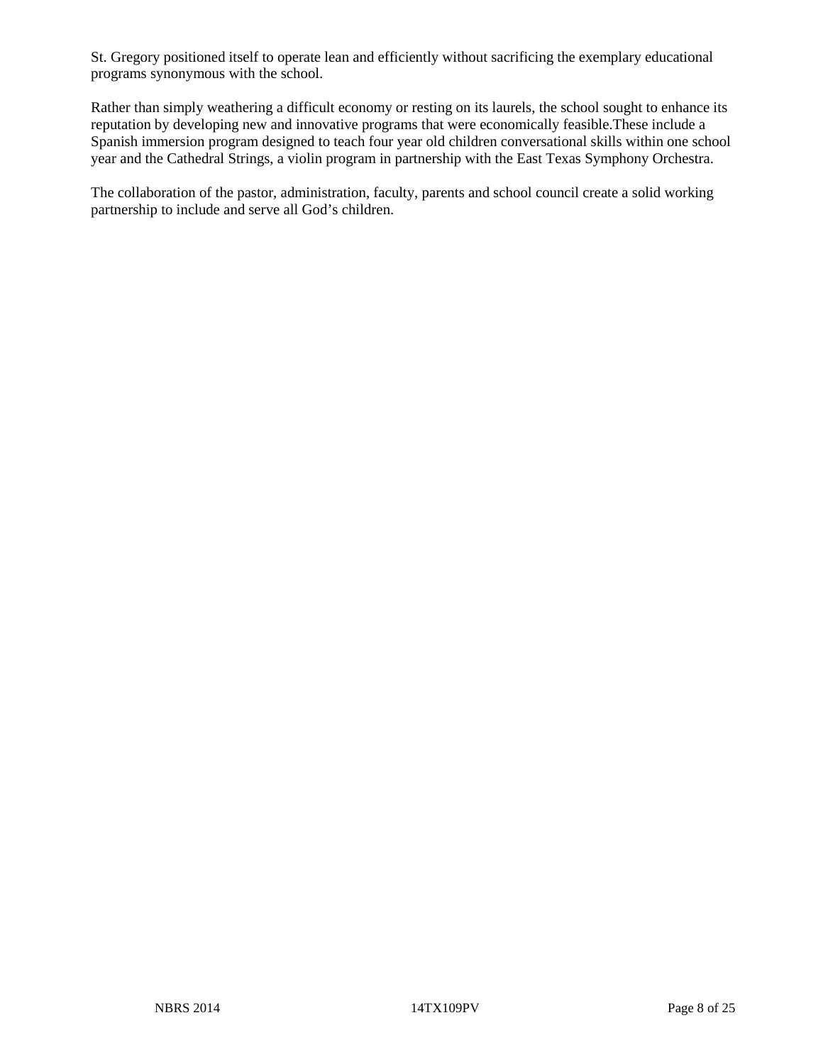St. Gregory positioned itself to operate lean and efficiently without sacrificing the exemplary educational programs synonymous with the school.

Rather than simply weathering a difficult economy or resting on its laurels, the school sought to enhance its reputation by developing new and innovative programs that were economically feasible.These include a Spanish immersion program designed to teach four year old children conversational skills within one school year and the Cathedral Strings, a violin program in partnership with the East Texas Symphony Orchestra.

The collaboration of the pastor, administration, faculty, parents and school council create a solid working partnership to include and serve all God's children.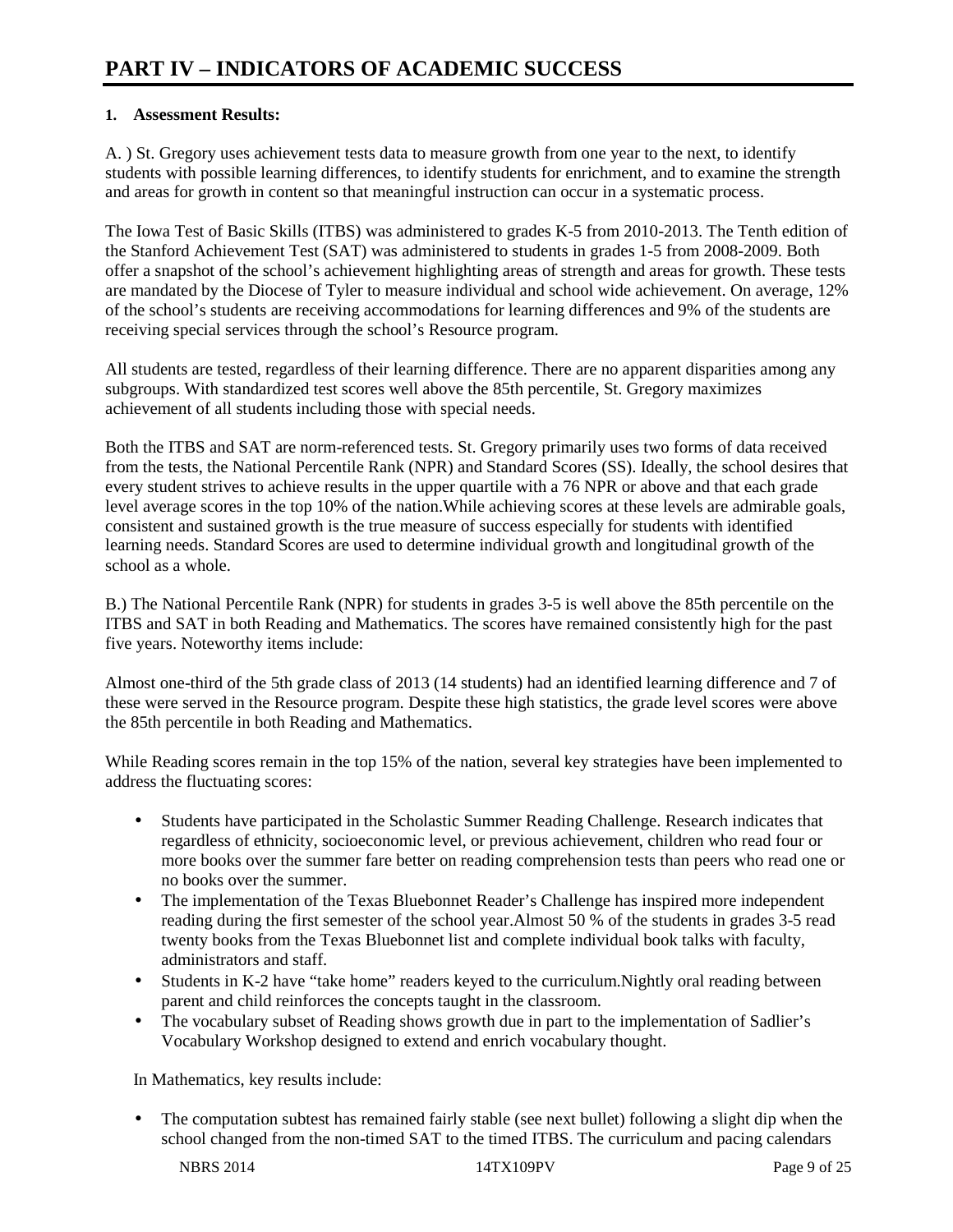# PART IV – INDICATORS OF ACADEMIC SUCCESS

**1. Assessment Results:**

A. ) St. Gregory uses achievement tests data to measure growth from one year to the next, to identify students with possible learning differences, to identify students for enrichment, and to examine the strength and areas for growth in content so that meaningful instruction can occur in a systematic process.

The Iowa Test of Basic Skills (ITBS) was administered to grades K-5 from 2010-2013. The Tenth edition of the Stanford Achievement Test (SAT) was administered to students in grades 1-5 from 2008-2009. Both offer a snapshot of the school's achievement highlighting areas of strength and areas for growth. These tests are mandated by the Diocese of Tyler to measure individual and school wide achievement. On average, 12% of the school's students are receiving accommodations for learning differences and 9% of the students are receiving special services through the school's Resource program.

All students are tested, regardless of their learning difference. There are no apparent disparities among any subgroups. With standardized test scores well above the 85th percentile, St. Gregory maximizes achievement of all students including those with special needs.

Both the ITBS and SAT are norm-referenced tests. St. Gregory primarily uses two forms of data received from the tests, the National Percentile Rank (NPR) and Standard Scores (SS). Ideally, the school desires that every student strives to achieve results in the upper quartile with a 76 NPR or above and that each grade level average scores in the top 10% of the nation.While achieving scores at these levels are admirable goals, consistent and sustained growth is the true measure of success especially for students with identified learning needs. Standard Scores are used to determine individual growth and longitudinal growth of the school as a whole.

B.) The National Percentile Rank (NPR) for students in grades 3-5 is well above the 85th percentile on the ITBS and SAT in both Reading and Mathematics. The scores have remained consistently high for the past five years. Noteworthy items include:

Almost one-third of the 5th grade class of 2013 (14 students) had an identified learning difference and 7 of these were served in the Resource program. Despite these high statistics, the grade level scores were above the 85th percentile in both Reading and Mathematics.

While Reading scores remain in the top 15% of the nation, several key strategies have been implemented to address the fluctuating scores:

- Students have participated in the Scholastic Summer Reading Challenge. Research indicates that regardless of ethnicity, socioeconomic level, or previous achievement, children who read four or more books over the summer fare better on reading comprehension tests than peers who read one or no books over the summer.
- The implementation of the Texas Bluebonnet Reader's Challenge has inspired more independent reading during the first semester of the school year.Almost 50 % of the students in grades 3-5 read twenty books from the Texas Bluebonnet list and complete individual book talks with faculty, administrators and staff.
- Students in K-2 have "take home" readers keyed to the curriculum.Nightly oral reading between parent and child reinforces the concepts taught in the classroom.
- The vocabulary subset of Reading shows growth due in part to the implementation of Sadlier's Vocabulary Workshop designed to extend and enrich vocabulary thought.

In Mathematics, key results include:

- The computation subtest has remained fairly stable (see next bullet) following a slight dip when the school changed from the non-timed SAT to the timed ITBS. The curriculum and pacing calendars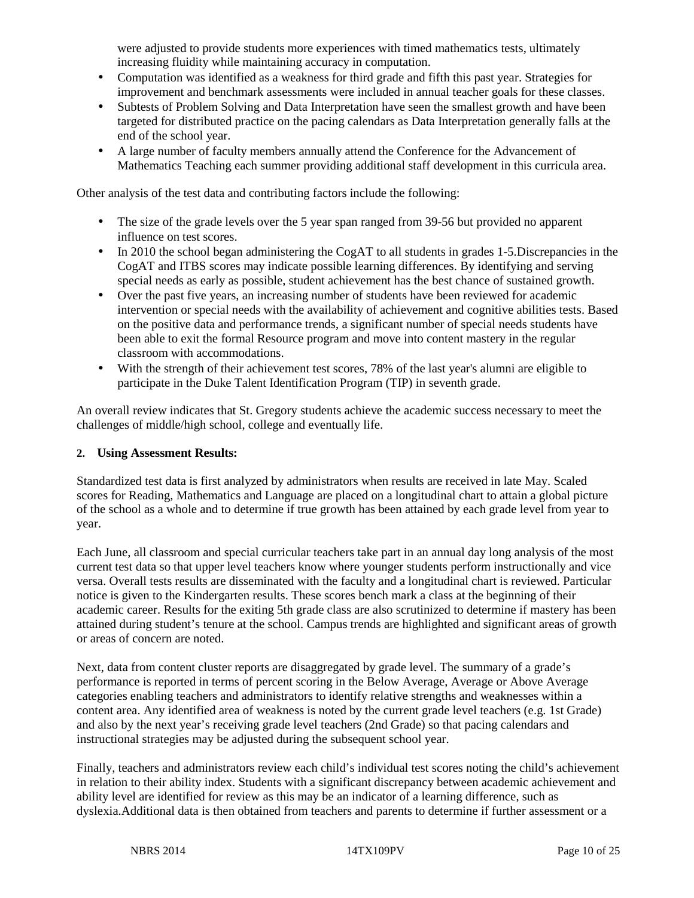were adjusted to provide students more experiences with timed mathematics tests, ultimately increasing fluidity while maintaining accuracy in computation.

- Computation was identified as a weakness for third grade and fifth this past year. Strategies for improvement and benchmark assessments were included in annual teacher goals for these classes.
- Subtests of Problem Solving and Data Interpretation have seen the smallest growth and have been targeted for distributed practice on the pacing calendars as Data Interpretation generally falls at the end of the school year.
- A large number of faculty members annually attend the Conference for the Advancement of Mathematics Teaching each summer providing additional staff development in this curricula area.

Other analysis of the test data and contributing factors include the following:

- The size of the grade levels over the 5 year span ranged from 39-56 but provided no apparent influence on test scores.
- In 2010 the school began administering the CogAT to all students in grades 1-5.Discrepancies in the CogAT and ITBS scores may indicate possible learning differences. By identifying and serving special needs as early as possible, student achievement has the best chance of sustained growth.
- Over the past five years, an increasing number of students have been reviewed for academic intervention or special needs with the availability of achievement and cognitive abilities tests. Based on the positive data and performance trends, a significant number of special needs students have been able to exit the formal Resource program and move into content mastery in the regular classroom with accommodations.
- With the strength of their achievement test scores, 78% of the last year's alumni are eligible to participate in the Duke Talent Identification Program (TIP) in seventh grade.

An overall review indicates that St. Gregory students achieve the academic success necessary to meet the challenges of middle/high school, college and eventually life.

**2. Using Assessment Results:**

Standardized test data is first analyzed by administrators when results are received in late May. Scaled scores for Reading, Mathematics and Language are placed on a longitudinal chart to attain a global picture of the school as a whole and to determine if true growth has been attained by each grade level from year to year.

Each June, all classroom and special curricular teachers take part in an annual day long analysis of the most current test data so that upper level teachers know where younger students perform instructionally and vice versa. Overall tests results are disseminated with the faculty and a longitudinal chart is reviewed. Particular notice is given to the Kindergarten results. These scores bench mark a class at the beginning of their academic career. Results for the exiting 5th grade class are also scrutinized to determine if mastery has been attained during student's tenure at the school. Campus trends are highlighted and significant areas of growth or areas of concern are noted.

Next, data from content cluster reports are disaggregated by grade level. The summary of a grade's performance is reported in terms of percent scoring in the Below Average, Average or Above Average categories enabling teachers and administrators to identify relative strengths and weaknesses within a content area. Any identified area of weakness is noted by the current grade level teachers (e.g. 1st Grade) and also by the next year's receiving grade level teachers (2nd Grade) so that pacing calendars and instructional strategies may be adjusted during the subsequent school year.

Finally, teachers and administrators review each child's individual test scores noting the child's achievement in relation to their ability index. Students with a significant discrepancy between academic achievement and ability level are identified for review as this may be an indicator of a learning difference, such as dyslexia.Additional data is then obtained from teachers and parents to determine if further assessment or a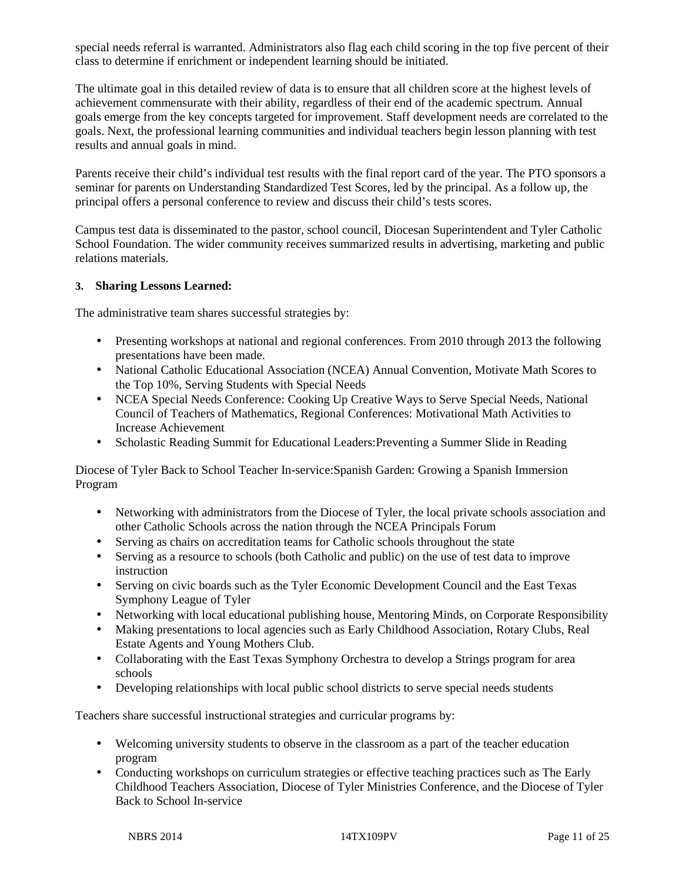special needs referral is warranted. Administrators also flag each child scoring in the top five percent of their class to determine if enrichment or independent learning should be initiated.

The ultimate goal in this detailed review of data is to ensure that all children score at the highest levels of achievement commensurate with their ability, regardless of their end of the academic spectrum. Annual goals emerge from the key concepts targeted for improvement. Staff development needs are correlated to the goals. Next, the professional learning communities and individual teachers begin lesson planning with test results and annual goals in mind.

Parents receive their child's individual test results with the final report card of the year. The PTO sponsors a seminar for parents on Understanding Standardized Test Scores, led by the principal. As a follow up, the principal offers a personal conference to review and discuss their child's tests scores.

Campus test data is disseminated to the pastor, school council, Diocesan Superintendent and Tyler Catholic School Foundation. The wider community receives summarized results in advertising, marketing and public relations materials.

**3. Sharing Lessons Learned:**

The administrative team shares successful strategies by:

- Presenting workshops at national and regional conferences. From 2010 through 2013 the following presentations have been made.
- National Catholic Educational Association (NCEA) Annual Convention, Motivate Math Scores to the Top 10%, Serving Students with Special Needs
- NCEA Special Needs Conference: Cooking Up Creative Ways to Serve Special Needs, National Council of Teachers of Mathematics, Regional Conferences: Motivational Math Activities to Increase Achievement
- Scholastic Reading Summit for Educational Leaders:Preventing a Summer Slide in Reading

Diocese of Tyler Back to School Teacher In-service:Spanish Garden: Growing a Spanish Immersion Program

- Networking with administrators from the Diocese of Tyler, the local private schools association and other Catholic Schools across the nation through the NCEA Principals Forum
- Serving as chairs on accreditation teams for Catholic schools throughout the state
- Serving as a resource to schools (both Catholic and public) on the use of test data to improve instruction
- Serving on civic boards such as the Tyler Economic Development Council and the East Texas Symphony League of Tyler
- Networking with local educational publishing house, Mentoring Minds, on Corporate Responsibility
- Making presentations to local agencies such as Early Childhood Association, Rotary Clubs, Real Estate Agents and Young Mothers Club.
- Collaborating with the East Texas Symphony Orchestra to develop a Strings program for area schools
- Developing relationships with local public school districts to serve special needs students

Teachers share successful instructional strategies and curricular programs by:

- Welcoming university students to observe in the classroom as a part of the teacher education program
- Conducting workshops on curriculum strategies or effective teaching practices such as The Early Childhood Teachers Association, Diocese of Tyler Ministries Conference, and the Diocese of Tyler Back to School In-service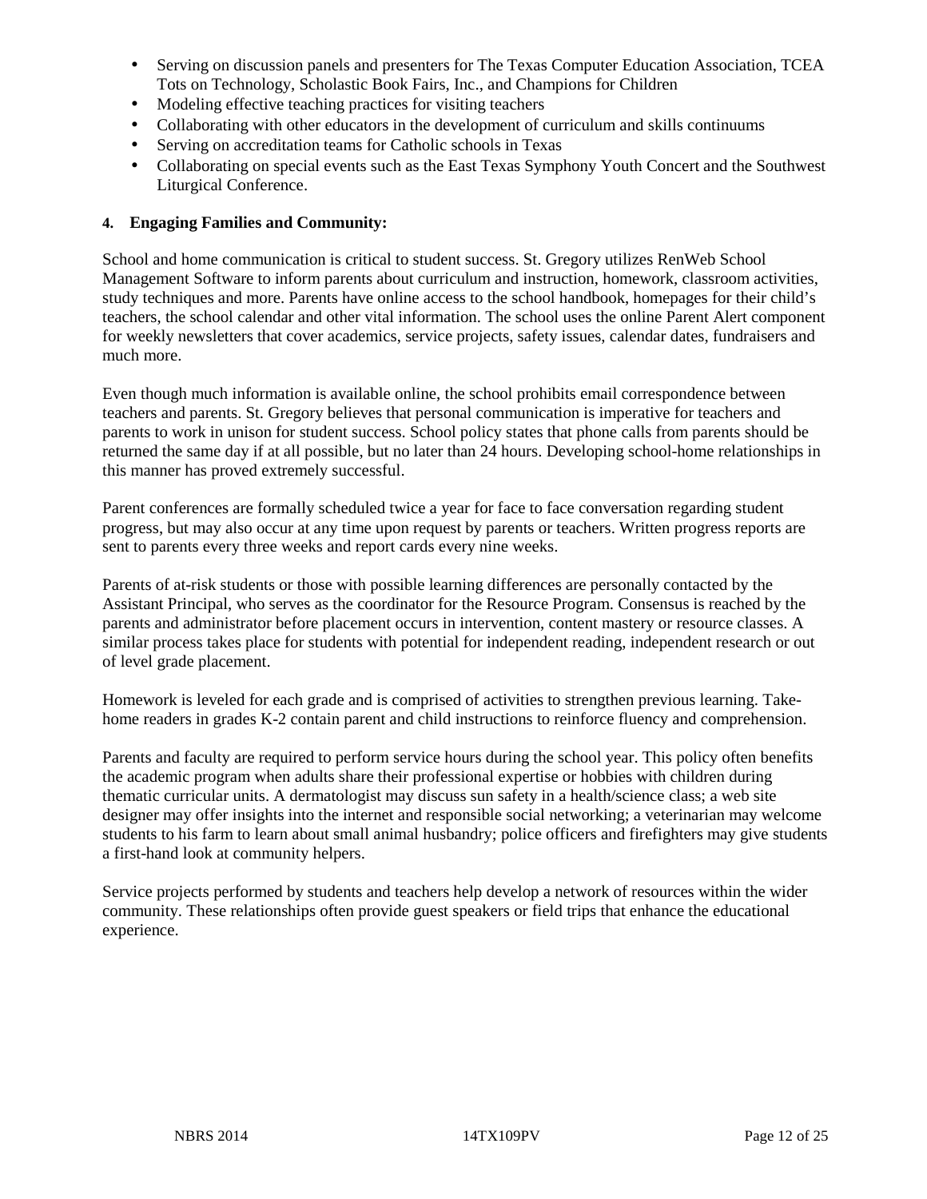- Serving on discussion panels and presenters for The Texas Computer Education Association, TCEA Tots on Technology, Scholastic Book Fairs, Inc., and Champions for Children
- Modeling effective teaching practices for visiting teachers
- Collaborating with other educators in the development of curriculum and skills continuums
- Serving on accreditation teams for Catholic schools in Texas
- Collaborating on special events such as the East Texas Symphony Youth Concert and the Southwest Liturgical Conference.

**4. Engaging Families and Community:**

School and home communication is critical to student success. St. Gregory utilizes RenWeb School Management Software to inform parents about curriculum and instruction, homework, classroom activities, study techniques and more. Parents have online access to the school handbook, homepages for their child's teachers, the school calendar and other vital information. The school uses the online Parent Alert component for weekly newsletters that cover academics, service projects, safety issues, calendar dates, fundraisers and much more.

Even though much information is available online, the school prohibits email correspondence between teachers and parents. St. Gregory believes that personal communication is imperative for teachers and parents to work in unison for student success. School policy states that phone calls from parents should be returned the same day if at all possible, but no later than 24 hours. Developing school-home relationships in this manner has proved extremely successful.

Parent conferences are formally scheduled twice a year for face to face conversation regarding student progress, but may also occur at any time upon request by parents or teachers. Written progress reports are sent to parents every three weeks and report cards every nine weeks.

Parents of at-risk students or those with possible learning differences are personally contacted by the Assistant Principal, who serves as the coordinator for the Resource Program. Consensus is reached by the parents and administrator before placement occurs in intervention, content mastery or resource classes. A similar process takes place for students with potential for independent reading, independent research or out of level grade placement.

Homework is leveled for each grade and is comprised of activities to strengthen previous learning. Take-home readers in grades K-2 contain parent and child instructions to reinforce fluency and comprehension.

Parents and faculty are required to perform service hours during the school year. This policy often benefits the academic program when adults share their professional expertise or hobbies with children during thematic curricular units. A dermatologist may discuss sun safety in a health/science class; a web site designer may offer insights into the internet and responsible social networking; a veterinarian may welcome students to his farm to learn about small animal husbandry; police officers and firefighters may give students a first-hand look at community helpers.

Service projects performed by students and teachers help develop a network of resources within the wider community. These relationships often provide guest speakers or field trips that enhance the educational experience.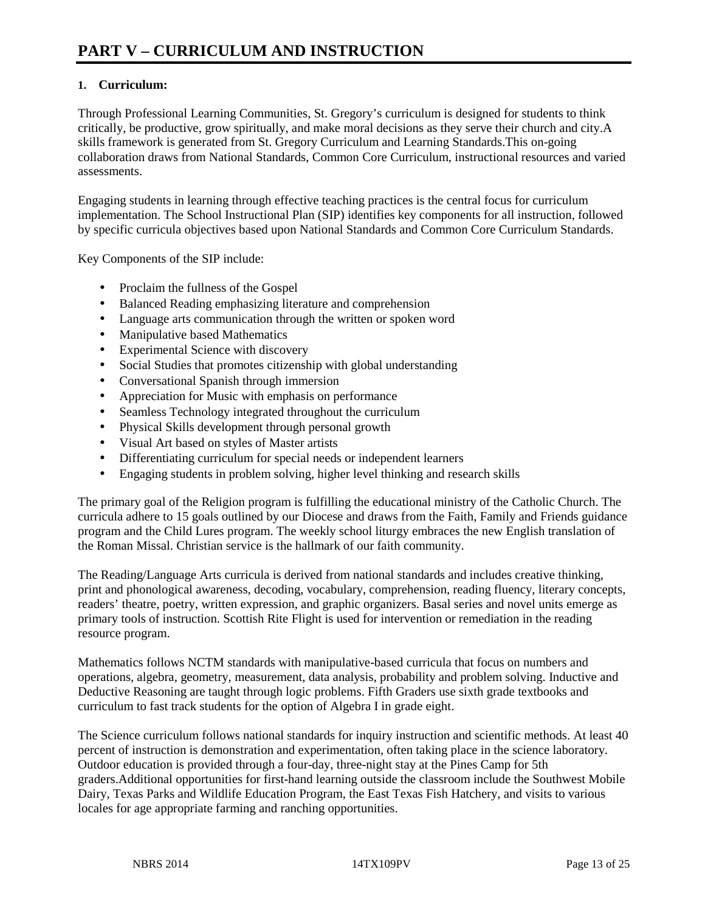# PART V – CURRICULUM AND INSTRUCTION

## 1. Curriculum:

Through Professional Learning Communities, St. Gregory's curriculum is designed for students to think critically, be productive, grow spiritually, and make moral decisions as they serve their church and city.A skills framework is generated from St. Gregory Curriculum and Learning Standards.This on-going collaboration draws from National Standards, Common Core Curriculum, instructional resources and varied assessments.

Engaging students in learning through effective teaching practices is the central focus for curriculum implementation. The School Instructional Plan (SIP) identifies key components for all instruction, followed by specific curricula objectives based upon National Standards and Common Core Curriculum Standards.

Key Components of the SIP include:

- Proclaim the fullness of the Gospel
- Balanced Reading emphasizing literature and comprehension
- Language arts communication through the written or spoken word
- Manipulative based Mathematics
- Experimental Science with discovery
- Social Studies that promotes citizenship with global understanding
- Conversational Spanish through immersion
- Appreciation for Music with emphasis on performance
- Seamless Technology integrated throughout the curriculum
- Physical Skills development through personal growth
- Visual Art based on styles of Master artists
- Differentiating curriculum for special needs or independent learners
- Engaging students in problem solving, higher level thinking and research skills

The primary goal of the Religion program is fulfilling the educational ministry of the Catholic Church. The curricula adhere to 15 goals outlined by our Diocese and draws from the Faith, Family and Friends guidance program and the Child Lures program. The weekly school liturgy embraces the new English translation of the Roman Missal. Christian service is the hallmark of our faith community.

The Reading/Language Arts curricula is derived from national standards and includes creative thinking, print and phonological awareness, decoding, vocabulary, comprehension, reading fluency, literary concepts, readers' theatre, poetry, written expression, and graphic organizers. Basal series and novel units emerge as primary tools of instruction. Scottish Rite Flight is used for intervention or remediation in the reading resource program.

Mathematics follows NCTM standards with manipulative-based curricula that focus on numbers and operations, algebra, geometry, measurement, data analysis, probability and problem solving. Inductive and Deductive Reasoning are taught through logic problems. Fifth Graders use sixth grade textbooks and curriculum to fast track students for the option of Algebra I in grade eight.

The Science curriculum follows national standards for inquiry instruction and scientific methods. At least 40 percent of instruction is demonstration and experimentation, often taking place in the science laboratory. Outdoor education is provided through a four-day, three-night stay at the Pines Camp for 5th graders.Additional opportunities for first-hand learning outside the classroom include the Southwest Mobile Dairy, Texas Parks and Wildlife Education Program, the East Texas Fish Hatchery, and visits to various locales for age appropriate farming and ranching opportunities.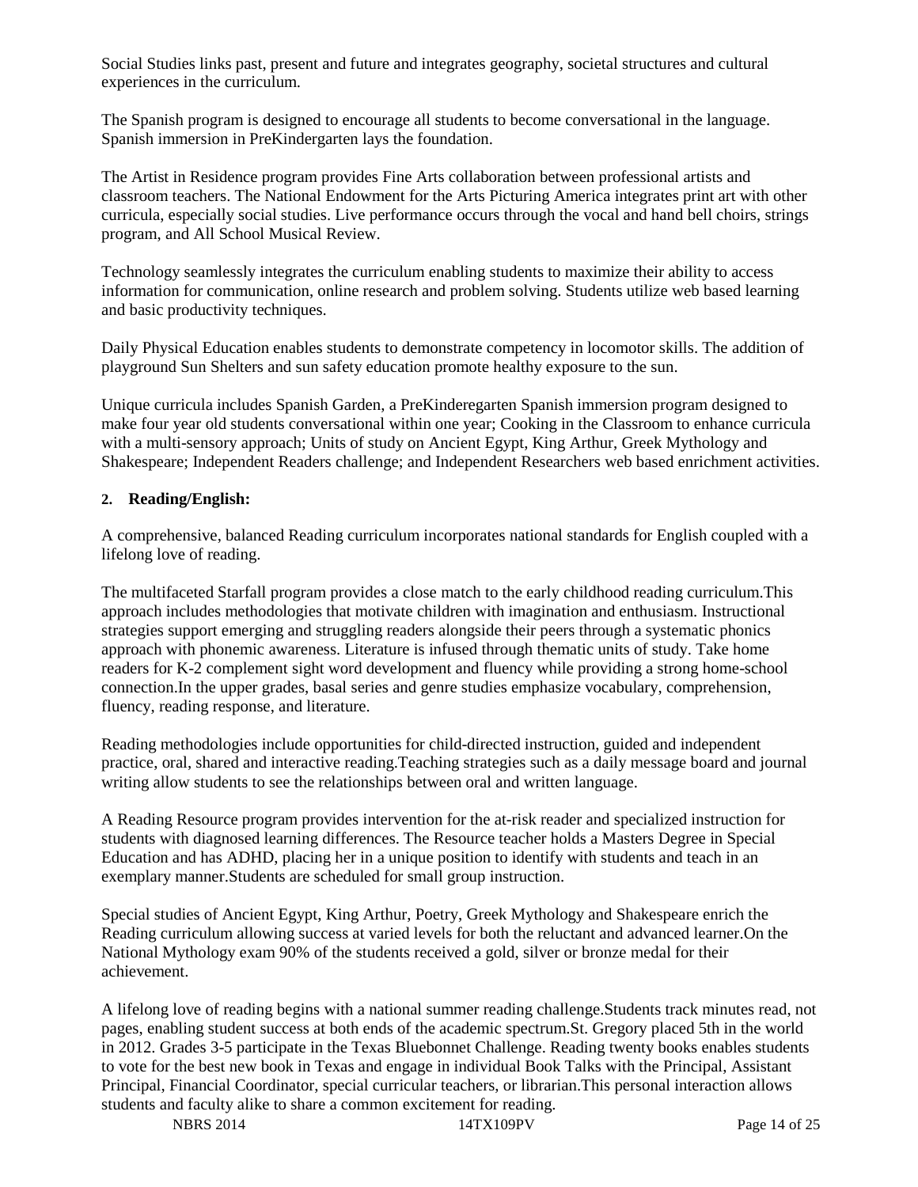Social Studies links past, present and future and integrates geography, societal structures and cultural experiences in the curriculum.

The Spanish program is designed to encourage all students to become conversational in the language. Spanish immersion in PreKindergarten lays the foundation.

The Artist in Residence program provides Fine Arts collaboration between professional artists and classroom teachers. The National Endowment for the Arts Picturing America integrates print art with other curricula, especially social studies. Live performance occurs through the vocal and hand bell choirs, strings program, and All School Musical Review.

Technology seamlessly integrates the curriculum enabling students to maximize their ability to access information for communication, online research and problem solving. Students utilize web based learning and basic productivity techniques.

Daily Physical Education enables students to demonstrate competency in locomotor skills. The addition of playground Sun Shelters and sun safety education promote healthy exposure to the sun.

Unique curricula includes Spanish Garden, a PreKinderegarten Spanish immersion program designed to make four year old students conversational within one year; Cooking in the Classroom to enhance curricula with a multi-sensory approach; Units of study on Ancient Egypt, King Arthur, Greek Mythology and Shakespeare; Independent Readers challenge; and Independent Researchers web based enrichment activities.

**2. Reading/English:**

A comprehensive, balanced Reading curriculum incorporates national standards for English coupled with a lifelong love of reading.

The multifaceted Starfall program provides a close match to the early childhood reading curriculum.This approach includes methodologies that motivate children with imagination and enthusiasm. Instructional strategies support emerging and struggling readers alongside their peers through a systematic phonics approach with phonemic awareness. Literature is infused through thematic units of study. Take home readers for K-2 complement sight word development and fluency while providing a strong home-school connection.In the upper grades, basal series and genre studies emphasize vocabulary, comprehension, fluency, reading response, and literature.

Reading methodologies include opportunities for child-directed instruction, guided and independent practice, oral, shared and interactive reading.Teaching strategies such as a daily message board and journal writing allow students to see the relationships between oral and written language.

A Reading Resource program provides intervention for the at-risk reader and specialized instruction for students with diagnosed learning differences. The Resource teacher holds a Masters Degree in Special Education and has ADHD, placing her in a unique position to identify with students and teach in an exemplary manner.Students are scheduled for small group instruction.

Special studies of Ancient Egypt, King Arthur, Poetry, Greek Mythology and Shakespeare enrich the Reading curriculum allowing success at varied levels for both the reluctant and advanced learner.On the National Mythology exam 90% of the students received a gold, silver or bronze medal for their achievement.

A lifelong love of reading begins with a national summer reading challenge.Students track minutes read, not pages, enabling student success at both ends of the academic spectrum.St. Gregory placed 5th in the world in 2012. Grades 3-5 participate in the Texas Bluebonnet Challenge. Reading twenty books enables students to vote for the best new book in Texas and engage in individual Book Talks with the Principal, Assistant Principal, Financial Coordinator, special curricular teachers, or librarian.This personal interaction allows students and faculty alike to share a common excitement for reading.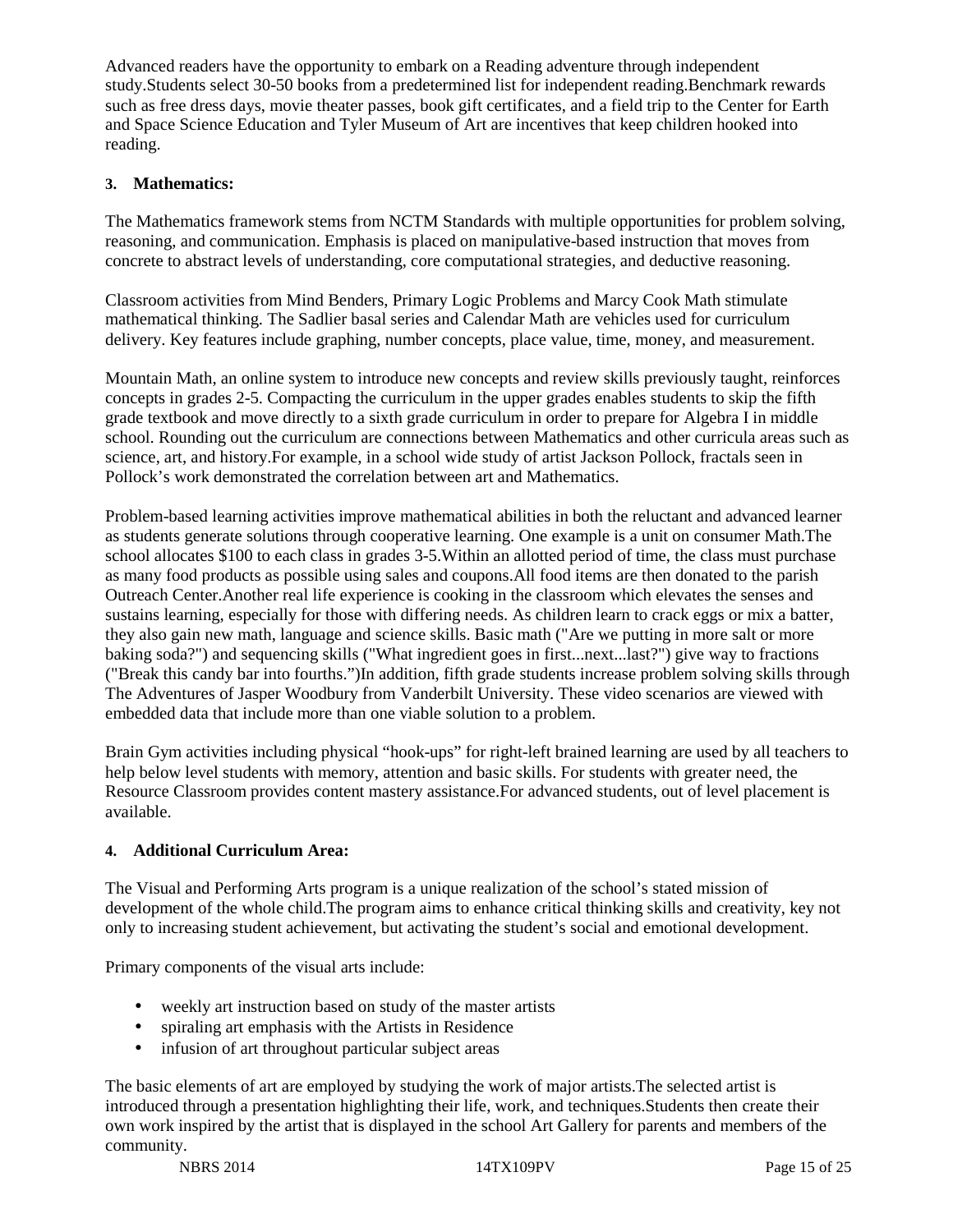Advanced readers have the opportunity to embark on a Reading adventure through independent study.Students select 30-50 books from a predetermined list for independent reading.Benchmark rewards such as free dress days, movie theater passes, book gift certificates, and a field trip to the Center for Earth and Space Science Education and Tyler Museum of Art are incentives that keep children hooked into reading.

### 3. Mathematics:

The Mathematics framework stems from NCTM Standards with multiple opportunities for problem solving, reasoning, and communication. Emphasis is placed on manipulative-based instruction that moves from concrete to abstract levels of understanding, core computational strategies, and deductive reasoning.

Classroom activities from Mind Benders, Primary Logic Problems and Marcy Cook Math stimulate mathematical thinking. The Sadlier basal series and Calendar Math are vehicles used for curriculum delivery. Key features include graphing, number concepts, place value, time, money, and measurement.

Mountain Math, an online system to introduce new concepts and review skills previously taught, reinforces concepts in grades 2-5. Compacting the curriculum in the upper grades enables students to skip the fifth grade textbook and move directly to a sixth grade curriculum in order to prepare for Algebra I in middle school. Rounding out the curriculum are connections between Mathematics and other curricula areas such as science, art, and history.For example, in a school wide study of artist Jackson Pollock, fractals seen in Pollock's work demonstrated the correlation between art and Mathematics.

Problem-based learning activities improve mathematical abilities in both the reluctant and advanced learner as students generate solutions through cooperative learning. One example is a unit on consumer Math.The school allocates $100 to each class in grades 3-5.Within an allotted period of time, the class must purchase as many food products as possible using sales and coupons.All food items are then donated to the parish Outreach Center.Another real life experience is cooking in the classroom which elevates the senses and sustains learning, especially for those with differing needs. As children learn to crack eggs or mix a batter, they also gain new math, language and science skills. Basic math ("Are we putting in more salt or more baking soda?") and sequencing skills ("What ingredient goes in first...next...last?") give way to fractions ("Break this candy bar into fourths.")In addition, fifth grade students increase problem solving skills through The Adventures of Jasper Woodbury from Vanderbilt University. These video scenarios are viewed with embedded data that include more than one viable solution to a problem.

Brain Gym activities including physical "hook-ups" for right-left brained learning are used by all teachers to help below level students with memory, attention and basic skills. For students with greater need, the Resource Classroom provides content mastery assistance.For advanced students, out of level placement is available.

### 4. Additional Curriculum Area:

The Visual and Performing Arts program is a unique realization of the school's stated mission of development of the whole child.The program aims to enhance critical thinking skills and creativity, key not only to increasing student achievement, but activating the student's social and emotional development.

Primary components of the visual arts include:

- weekly art instruction based on study of the master artists
- spiraling art emphasis with the Artists in Residence
- infusion of art throughout particular subject areas

The basic elements of art are employed by studying the work of major artists.The selected artist is introduced through a presentation highlighting their life, work, and techniques.Students then create their own work inspired by the artist that is displayed in the school Art Gallery for parents and members of the community.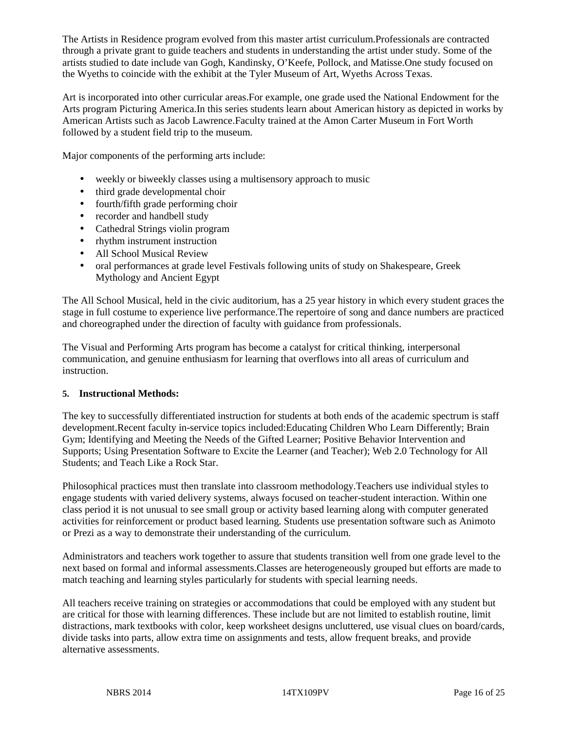The Artists in Residence program evolved from this master artist curriculum.Professionals are contracted through a private grant to guide teachers and students in understanding the artist under study. Some of the artists studied to date include van Gogh, Kandinsky, O'Keefe, Pollock, and Matisse.One study focused on the Wyeths to coincide with the exhibit at the Tyler Museum of Art, Wyeths Across Texas.

Art is incorporated into other curricular areas.For example, one grade used the National Endowment for the Arts program Picturing America.In this series students learn about American history as depicted in works by American Artists such as Jacob Lawrence.Faculty trained at the Amon Carter Museum in Fort Worth followed by a student field trip to the museum.

Major components of the performing arts include:

- weekly or biweekly classes using a multisensory approach to music
- third grade developmental choir
- fourth/fifth grade performing choir
- recorder and handbell study
- Cathedral Strings violin program
- rhythm instrument instruction
- All School Musical Review
- oral performances at grade level Festivals following units of study on Shakespeare, Greek Mythology and Ancient Egypt

The All School Musical, held in the civic auditorium, has a 25 year history in which every student graces the stage in full costume to experience live performance.The repertoire of song and dance numbers are practiced and choreographed under the direction of faculty with guidance from professionals.

The Visual and Performing Arts program has become a catalyst for critical thinking, interpersonal communication, and genuine enthusiasm for learning that overflows into all areas of curriculum and instruction.

**5. Instructional Methods:**

The key to successfully differentiated instruction for students at both ends of the academic spectrum is staff development.Recent faculty in-service topics included:Educating Children Who Learn Differently; Brain Gym; Identifying and Meeting the Needs of the Gifted Learner; Positive Behavior Intervention and Supports; Using Presentation Software to Excite the Learner (and Teacher); Web 2.0 Technology for All Students; and Teach Like a Rock Star.

Philosophical practices must then translate into classroom methodology.Teachers use individual styles to engage students with varied delivery systems, always focused on teacher-student interaction. Within one class period it is not unusual to see small group or activity based learning along with computer generated activities for reinforcement or product based learning. Students use presentation software such as Animoto or Prezi as a way to demonstrate their understanding of the curriculum.

Administrators and teachers work together to assure that students transition well from one grade level to the next based on formal and informal assessments.Classes are heterogeneously grouped but efforts are made to match teaching and learning styles particularly for students with special learning needs.

All teachers receive training on strategies or accommodations that could be employed with any student but are critical for those with learning differences. These include but are not limited to establish routine, limit distractions, mark textbooks with color, keep worksheet designs uncluttered, use visual clues on board/cards, divide tasks into parts, allow extra time on assignments and tests, allow frequent breaks, and provide alternative assessments.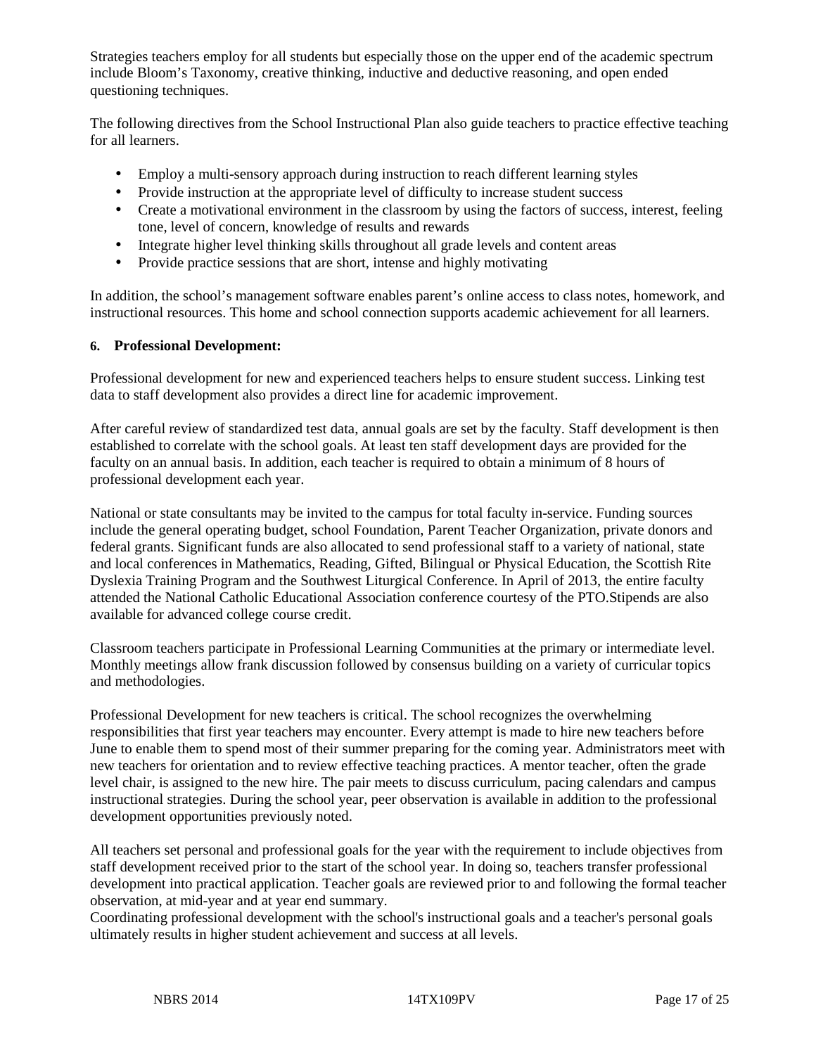Strategies teachers employ for all students but especially those on the upper end of the academic spectrum include Bloom's Taxonomy, creative thinking, inductive and deductive reasoning, and open ended questioning techniques.

The following directives from the School Instructional Plan also guide teachers to practice effective teaching for all learners.

- Employ a multi-sensory approach during instruction to reach different learning styles
- Provide instruction at the appropriate level of difficulty to increase student success
- Create a motivational environment in the classroom by using the factors of success, interest, feeling tone, level of concern, knowledge of results and rewards
- Integrate higher level thinking skills throughout all grade levels and content areas
- Provide practice sessions that are short, intense and highly motivating

In addition, the school's management software enables parent's online access to class notes, homework, and instructional resources. This home and school connection supports academic achievement for all learners.

**6. Professional Development:**

Professional development for new and experienced teachers helps to ensure student success. Linking test data to staff development also provides a direct line for academic improvement.

After careful review of standardized test data, annual goals are set by the faculty. Staff development is then established to correlate with the school goals. At least ten staff development days are provided for the faculty on an annual basis. In addition, each teacher is required to obtain a minimum of 8 hours of professional development each year.

National or state consultants may be invited to the campus for total faculty in-service. Funding sources include the general operating budget, school Foundation, Parent Teacher Organization, private donors and federal grants. Significant funds are also allocated to send professional staff to a variety of national, state and local conferences in Mathematics, Reading, Gifted, Bilingual or Physical Education, the Scottish Rite Dyslexia Training Program and the Southwest Liturgical Conference. In April of 2013, the entire faculty attended the National Catholic Educational Association conference courtesy of the PTO.Stipends are also available for advanced college course credit.

Classroom teachers participate in Professional Learning Communities at the primary or intermediate level. Monthly meetings allow frank discussion followed by consensus building on a variety of curricular topics and methodologies.

Professional Development for new teachers is critical. The school recognizes the overwhelming responsibilities that first year teachers may encounter. Every attempt is made to hire new teachers before June to enable them to spend most of their summer preparing for the coming year. Administrators meet with new teachers for orientation and to review effective teaching practices. A mentor teacher, often the grade level chair, is assigned to the new hire. The pair meets to discuss curriculum, pacing calendars and campus instructional strategies. During the school year, peer observation is available in addition to the professional development opportunities previously noted.

All teachers set personal and professional goals for the year with the requirement to include objectives from staff development received prior to the start of the school year. In doing so, teachers transfer professional development into practical application. Teacher goals are reviewed prior to and following the formal teacher observation, at mid-year and at year end summary.
Coordinating professional development with the school's instructional goals and a teacher's personal goals ultimately results in higher student achievement and success at all levels.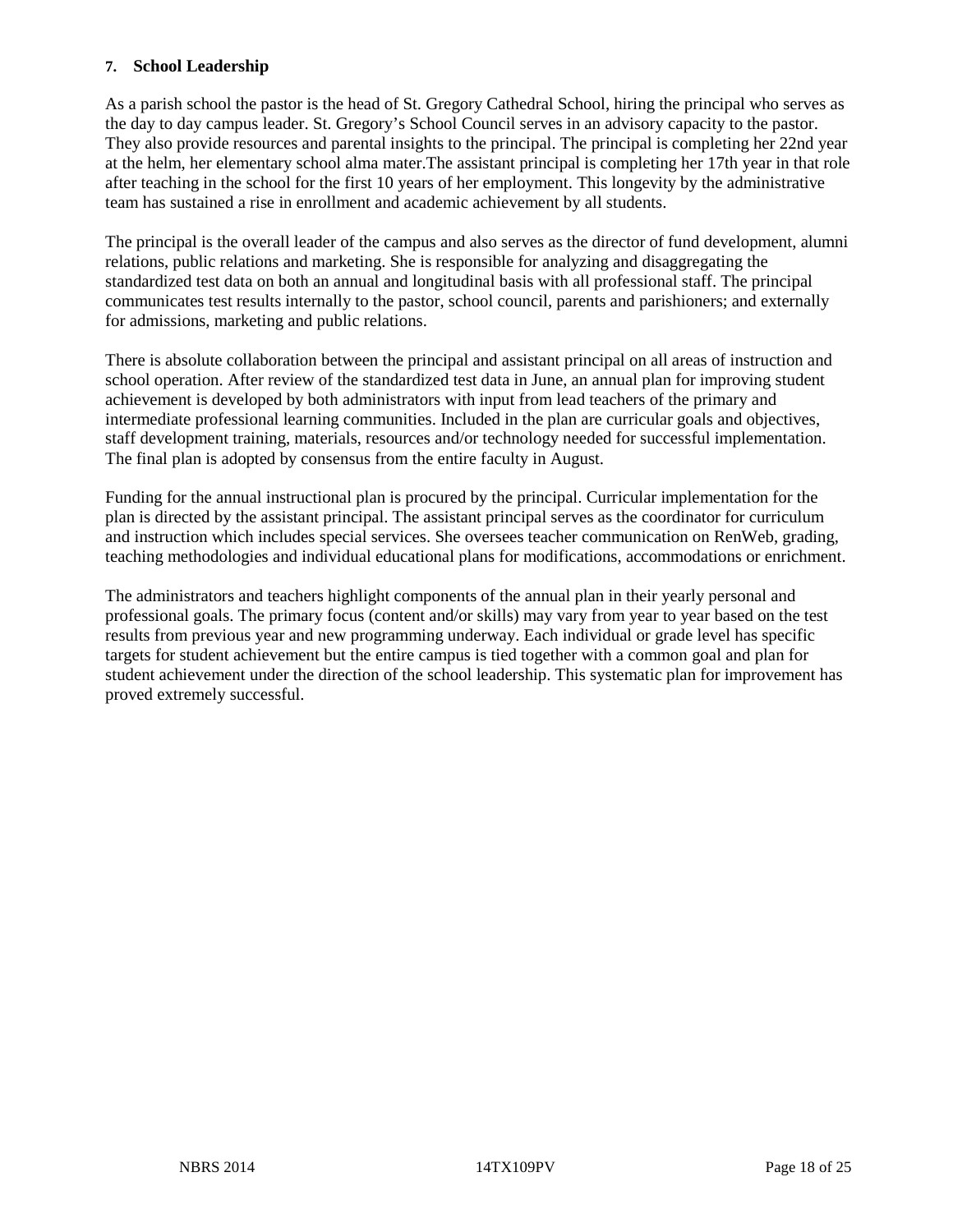**7. School Leadership**

As a parish school the pastor is the head of St. Gregory Cathedral School, hiring the principal who serves as the day to day campus leader. St. Gregory's School Council serves in an advisory capacity to the pastor. They also provide resources and parental insights to the principal. The principal is completing her 22nd year at the helm, her elementary school alma mater.The assistant principal is completing her 17th year in that role after teaching in the school for the first 10 years of her employment. This longevity by the administrative team has sustained a rise in enrollment and academic achievement by all students.

The principal is the overall leader of the campus and also serves as the director of fund development, alumni relations, public relations and marketing. She is responsible for analyzing and disaggregating the standardized test data on both an annual and longitudinal basis with all professional staff. The principal communicates test results internally to the pastor, school council, parents and parishioners; and externally for admissions, marketing and public relations.

There is absolute collaboration between the principal and assistant principal on all areas of instruction and school operation. After review of the standardized test data in June, an annual plan for improving student achievement is developed by both administrators with input from lead teachers of the primary and intermediate professional learning communities. Included in the plan are curricular goals and objectives, staff development training, materials, resources and/or technology needed for successful implementation. The final plan is adopted by consensus from the entire faculty in August.

Funding for the annual instructional plan is procured by the principal. Curricular implementation for the plan is directed by the assistant principal. The assistant principal serves as the coordinator for curriculum and instruction which includes special services. She oversees teacher communication on RenWeb, grading, teaching methodologies and individual educational plans for modifications, accommodations or enrichment.

The administrators and teachers highlight components of the annual plan in their yearly personal and professional goals. The primary focus (content and/or skills) may vary from year to year based on the test results from previous year and new programming underway. Each individual or grade level has specific targets for student achievement but the entire campus is tied together with a common goal and plan for student achievement under the direction of the school leadership. This systematic plan for improvement has proved extremely successful.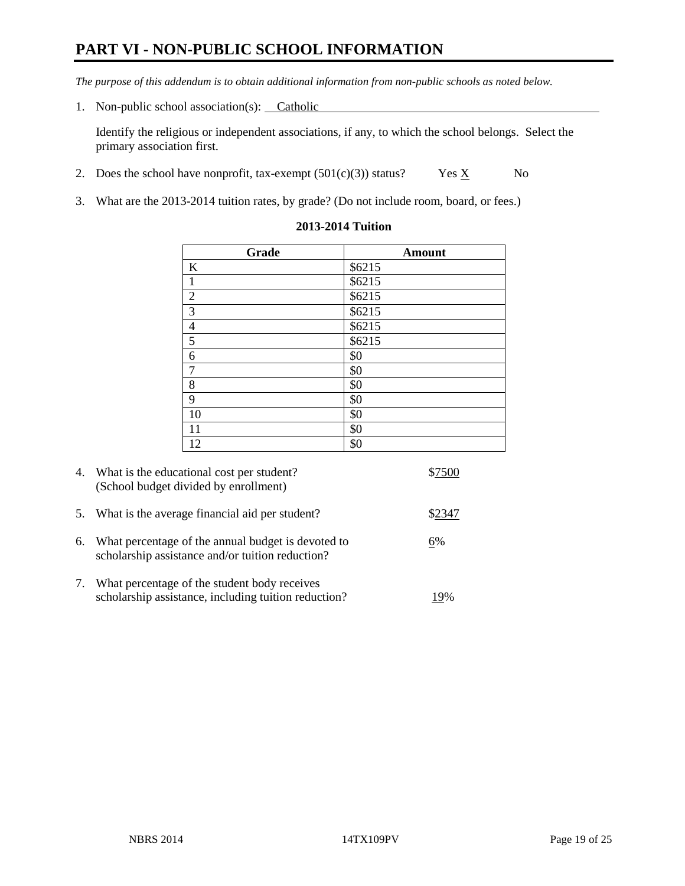# PART VI - NON-PUBLIC SCHOOL INFORMATION

*The purpose of this addendum is to obtain additional information from non-public schools as noted below.*

1. Non-public school association(s): Catholic

   Identify the religious or independent associations, if any, to which the school belongs. Select the primary association first.

2. Does the school have nonprofit, tax-exempt (501(c)(3)) status? Yes X No

3. What are the 2013-2014 tuition rates, by grade? (Do not include room, board, or fees.)

**2013-2014 Tuition**

| Grade | Amount |
|---|---|
| K | $6215 |
| 1 | $6215 |
| 2 | $6215 |
| 3 | $6215 |
| 4 | $6215 |
| 5 | $6215 |
| 6 | $0 |
| 7 | $0 |
| 8 | $0 |
| 9 | $0 |
| 10 | $0 |
| 11 | $0 |
| 12 | $0 |

4. What is the educational cost per student? (School budget divided by enrollment) $7500

5. What is the average financial aid per student? $2347

6. What percentage of the annual budget is devoted to scholarship assistance and/or tuition reduction? 6%

7. What percentage of the student body receives scholarship assistance, including tuition reduction? 19%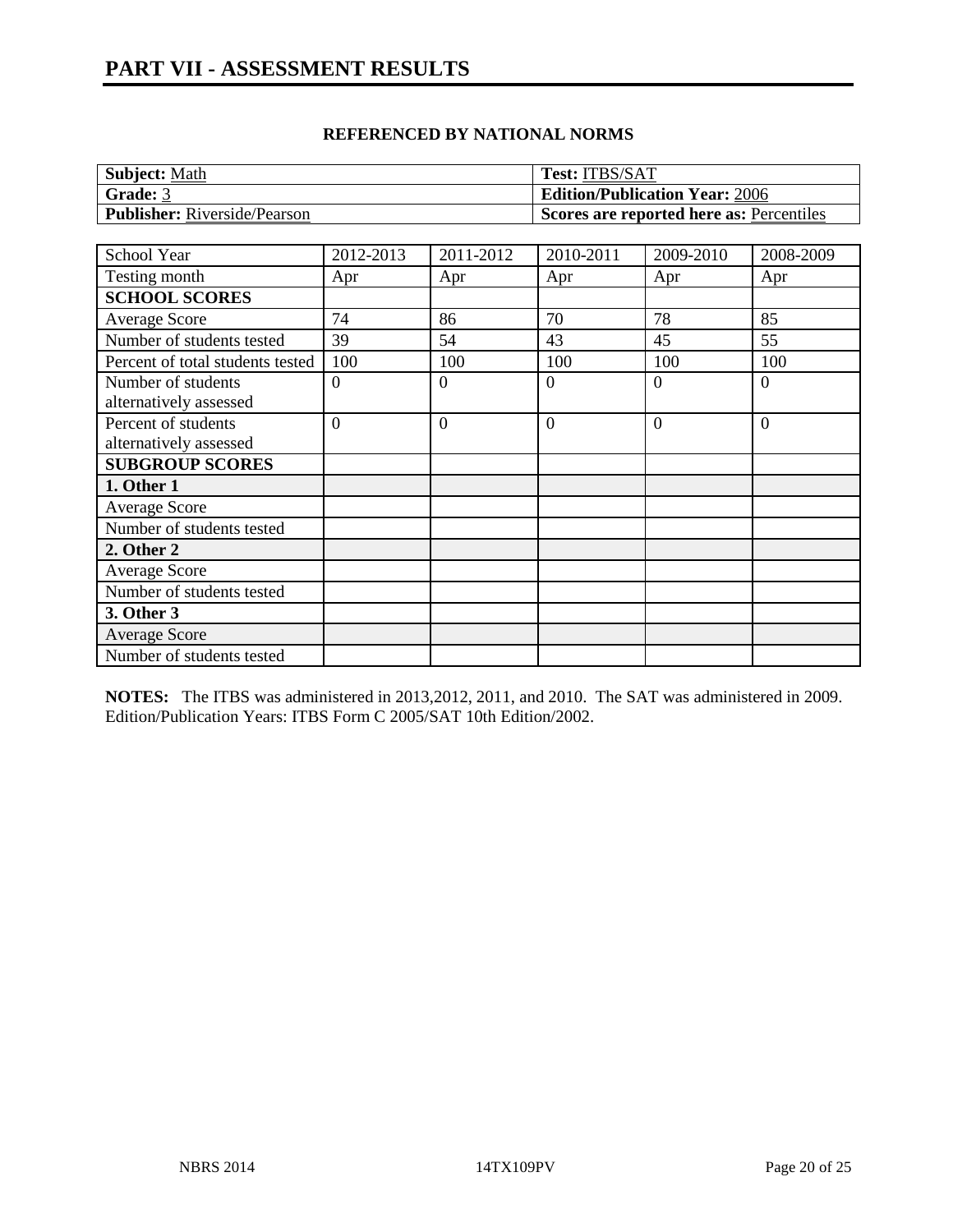## PART VII - ASSESSMENT RESULTS

**REFERENCED BY NATIONAL NORMS**

| **Subject:** Math | **Test:** ITBS/SAT |
|---|---|
| **Grade:** 3 | **Edition/Publication Year:** 2006 |
| **Publisher:** Riverside/Pearson | **Scores are reported here as:** Percentiles |

| School Year | 2012-2013 | 2011-2012 | 2010-2011 | 2009-2010 | 2008-2009 |
|---|---|---|---|---|---|
| Testing month | Apr | Apr | Apr | Apr | Apr |
| **SCHOOL SCORES** | | | | | |
| Average Score | 74 | 86 | 70 | 78 | 85 |
| Number of students tested | 39 | 54 | 43 | 45 | 55 |
| Percent of total students tested | 100 | 100 | 100 | 100 | 100 |
| Number of students alternatively assessed | 0 | 0 | 0 | 0 | 0 |
| Percent of students alternatively assessed | 0 | 0 | 0 | 0 | 0 |
| **SUBGROUP SCORES** | | | | | |
| **1. Other 1** | | | | | |
| Average Score | | | | | |
| Number of students tested | | | | | |
| **2. Other 2** | | | | | |
| Average Score | | | | | |
| Number of students tested | | | | | |
| **3. Other 3** | | | | | |
| Average Score | | | | | |
| Number of students tested | | | | | |

**NOTES:** The ITBS was administered in 2013,2012, 2011, and 2010. The SAT was administered in 2009. Edition/Publication Years: ITBS Form C 2005/SAT 10th Edition/2002.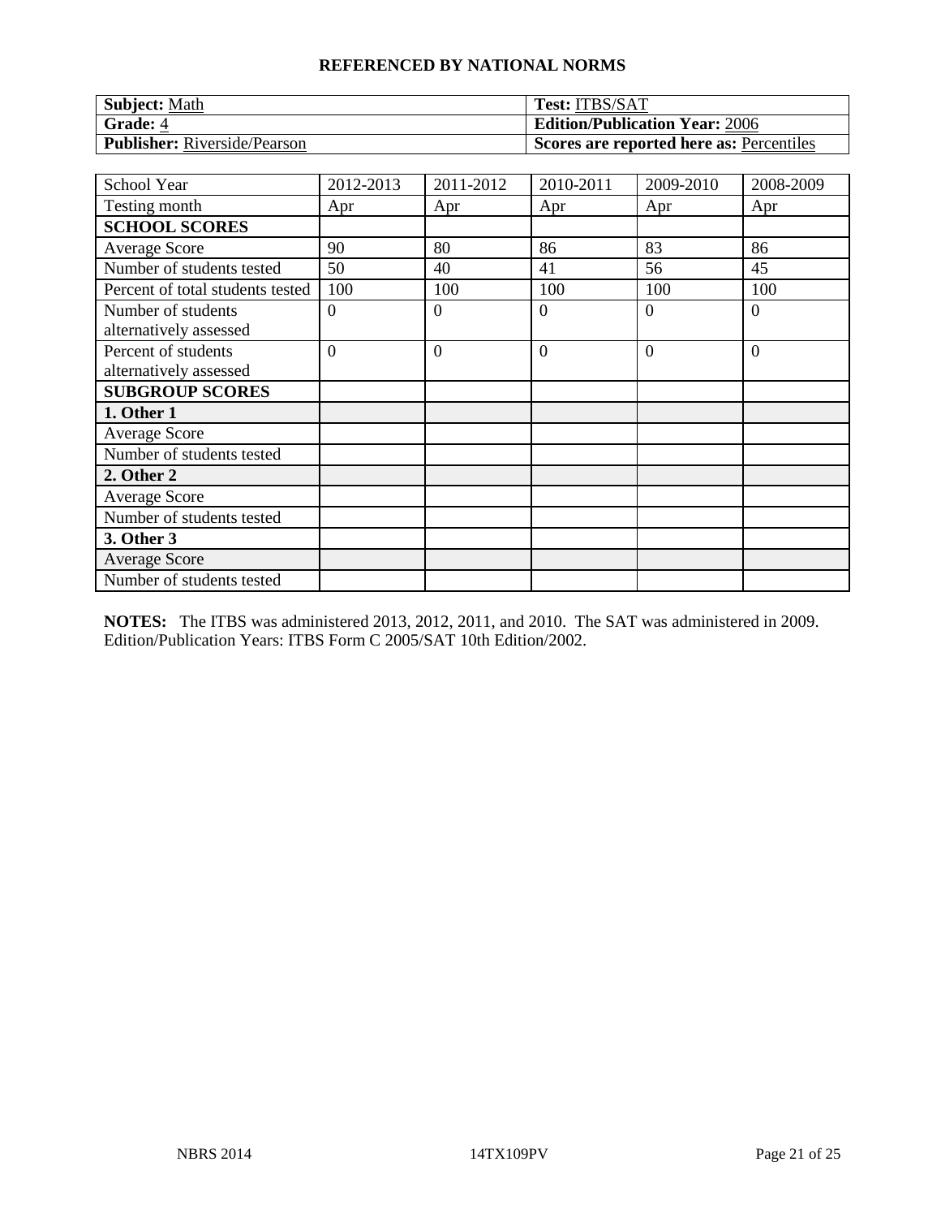**REFERENCED BY NATIONAL NORMS**

| **Subject:** Math | **Test:** ITBS/SAT |
|---|---|
| **Grade:** 4 | **Edition/Publication Year:** 2006 |
| **Publisher:** Riverside/Pearson | **Scores are reported here as:** Percentiles |

| School Year | 2012-2013 | 2011-2012 | 2010-2011 | 2009-2010 | 2008-2009 |
|---|---|---|---|---|---|
| Testing month | Apr | Apr | Apr | Apr | Apr |
| **SCHOOL SCORES** | | | | | |
| Average Score | 90 | 80 | 86 | 83 | 86 |
| Number of students tested | 50 | 40 | 41 | 56 | 45 |
| Percent of total students tested | 100 | 100 | 100 | 100 | 100 |
| Number of students alternatively assessed | 0 | 0 | 0 | 0 | 0 |
| Percent of students alternatively assessed | 0 | 0 | 0 | 0 | 0 |
| **SUBGROUP SCORES** | | | | | |
| **1. Other 1** | | | | | |
| Average Score | | | | | |
| Number of students tested | | | | | |
| **2. Other 2** | | | | | |
| Average Score | | | | | |
| Number of students tested | | | | | |
| **3. Other 3** | | | | | |
| Average Score | | | | | |
| Number of students tested | | | | | |

**NOTES:** The ITBS was administered 2013, 2012, 2011, and 2010. The SAT was administered in 2009. Edition/Publication Years: ITBS Form C 2005/SAT 10th Edition/2002.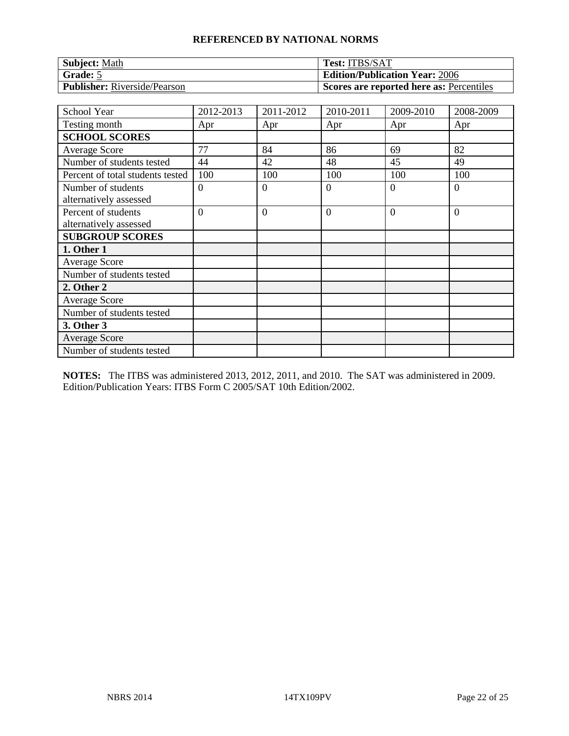**REFERENCED BY NATIONAL NORMS**

| **Subject:** Math | **Test:** ITBS/SAT |
|---|---|
| **Grade:** 5 | **Edition/Publication Year:** 2006 |
| **Publisher:** Riverside/Pearson | **Scores are reported here as:** Percentiles |

| School Year | 2012-2013 | 2011-2012 | 2010-2011 | 2009-2010 | 2008-2009 |
|---|---|---|---|---|---|
| Testing month | Apr | Apr | Apr | Apr | Apr |
| **SCHOOL SCORES** | | | | | |
| Average Score | 77 | 84 | 86 | 69 | 82 |
| Number of students tested | 44 | 42 | 48 | 45 | 49 |
| Percent of total students tested | 100 | 100 | 100 | 100 | 100 |
| Number of students alternatively assessed | 0 | 0 | 0 | 0 | 0 |
| Percent of students alternatively assessed | 0 | 0 | 0 | 0 | 0 |
| **SUBGROUP SCORES** | | | | | |
| **1. Other 1** | | | | | |
| Average Score | | | | | |
| Number of students tested | | | | | |
| **2. Other 2** | | | | | |
| Average Score | | | | | |
| Number of students tested | | | | | |
| **3. Other 3** | | | | | |
| Average Score | | | | | |
| Number of students tested | | | | | |

**NOTES:** The ITBS was administered 2013, 2012, 2011, and 2010. The SAT was administered in 2009. Edition/Publication Years: ITBS Form C 2005/SAT 10th Edition/2002.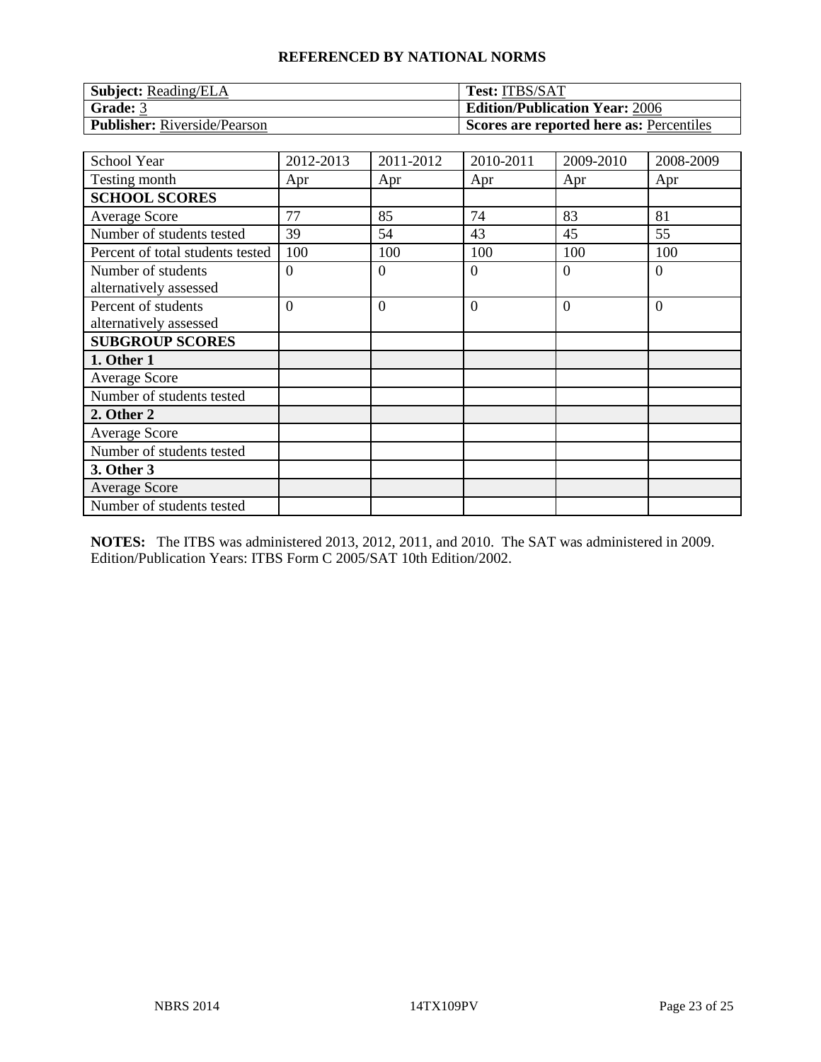## REFERENCED BY NATIONAL NORMS

| **Subject:** Reading/ELA | **Test:** ITBS/SAT |
|---|---|
| **Grade:** 3 | **Edition/Publication Year:** 2006 |
| **Publisher:** Riverside/Pearson | **Scores are reported here as:** Percentiles |

| School Year | 2012-2013 | 2011-2012 | 2010-2011 | 2009-2010 | 2008-2009 |
|---|---|---|---|---|---|
| Testing month | Apr | Apr | Apr | Apr | Apr |
| **SCHOOL SCORES** | | | | | |
| Average Score | 77 | 85 | 74 | 83 | 81 |
| Number of students tested | 39 | 54 | 43 | 45 | 55 |
| Percent of total students tested | 100 | 100 | 100 | 100 | 100 |
| Number of students alternatively assessed | 0 | 0 | 0 | 0 | 0 |
| Percent of students alternatively assessed | 0 | 0 | 0 | 0 | 0 |
| **SUBGROUP SCORES** | | | | | |
| **1. Other 1** | | | | | |
| Average Score | | | | | |
| Number of students tested | | | | | |
| **2. Other 2** | | | | | |
| Average Score | | | | | |
| Number of students tested | | | | | |
| **3. Other 3** | | | | | |
| Average Score | | | | | |
| Number of students tested | | | | | |

**NOTES:** The ITBS was administered 2013, 2012, 2011, and 2010. The SAT was administered in 2009. Edition/Publication Years: ITBS Form C 2005/SAT 10th Edition/2002.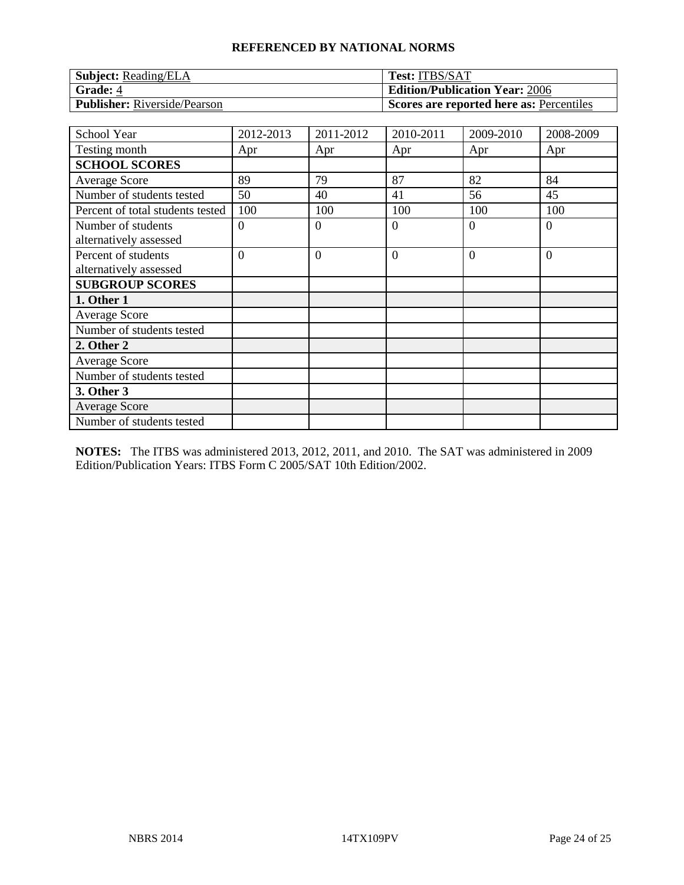**REFERENCED BY NATIONAL NORMS**

| **Subject:** Reading/ELA | **Test:** ITBS/SAT |
|---|---|
| **Grade:** 4 | **Edition/Publication Year:** 2006 |
| **Publisher:** Riverside/Pearson | **Scores are reported here as:** Percentiles |

| School Year | 2012-2013 | 2011-2012 | 2010-2011 | 2009-2010 | 2008-2009 |
|---|---|---|---|---|---|
| Testing month | Apr | Apr | Apr | Apr | Apr |
| **SCHOOL SCORES** | | | | | |
| Average Score | 89 | 79 | 87 | 82 | 84 |
| Number of students tested | 50 | 40 | 41 | 56 | 45 |
| Percent of total students tested | 100 | 100 | 100 | 100 | 100 |
| Number of students alternatively assessed | 0 | 0 | 0 | 0 | 0 |
| Percent of students alternatively assessed | 0 | 0 | 0 | 0 | 0 |
| **SUBGROUP SCORES** | | | | | |
| **1. Other 1** | | | | | |
| Average Score | | | | | |
| Number of students tested | | | | | |
| **2. Other 2** | | | | | |
| Average Score | | | | | |
| Number of students tested | | | | | |
| **3. Other 3** | | | | | |
| Average Score | | | | | |
| Number of students tested | | | | | |

**NOTES:** The ITBS was administered 2013, 2012, 2011, and 2010. The SAT was administered in 2009 Edition/Publication Years: ITBS Form C 2005/SAT 10th Edition/2002.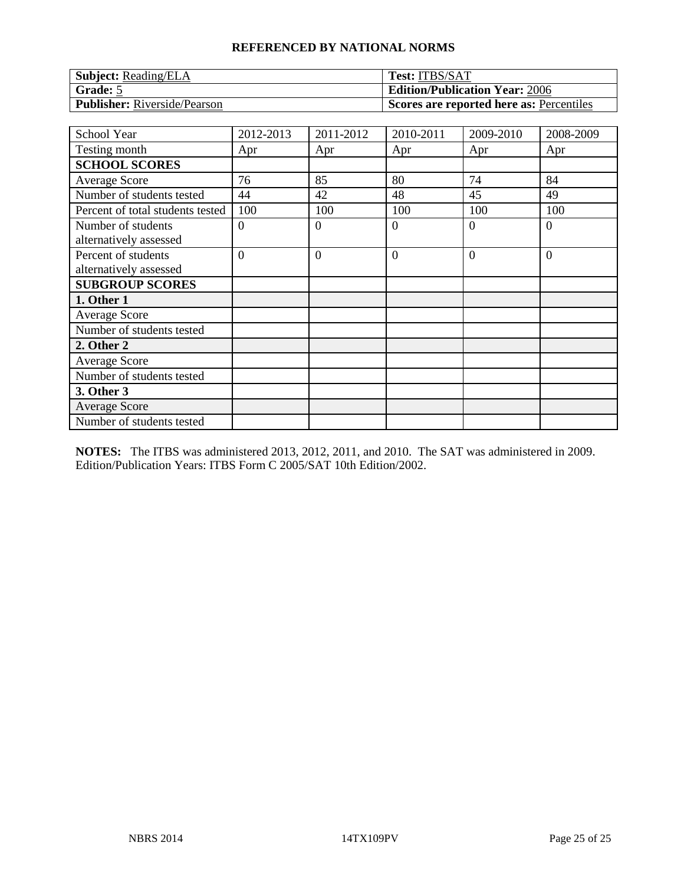**REFERENCED BY NATIONAL NORMS**

| | |
|---|---|
| **Subject:** Reading/ELA | **Test:** ITBS/SAT |
| **Grade:** 5 | **Edition/Publication Year:** 2006 |
| **Publisher:** Riverside/Pearson | **Scores are reported here as:** Percentiles |

| School Year | 2012-2013 | 2011-2012 | 2010-2011 | 2009-2010 | 2008-2009 |
|---|---|---|---|---|---|
| Testing month | Apr | Apr | Apr | Apr | Apr |
| **SCHOOL SCORES** | | | | | |
| Average Score | 76 | 85 | 80 | 74 | 84 |
| Number of students tested | 44 | 42 | 48 | 45 | 49 |
| Percent of total students tested | 100 | 100 | 100 | 100 | 100 |
| Number of students alternatively assessed | 0 | 0 | 0 | 0 | 0 |
| Percent of students alternatively assessed | 0 | 0 | 0 | 0 | 0 |
| **SUBGROUP SCORES** | | | | | |
| **1. Other 1** | | | | | |
| Average Score | | | | | |
| Number of students tested | | | | | |
| **2. Other 2** | | | | | |
| Average Score | | | | | |
| Number of students tested | | | | | |
| **3. Other 3** | | | | | |
| Average Score | | | | | |
| Number of students tested | | | | | |

**NOTES:** The ITBS was administered 2013, 2012, 2011, and 2010. The SAT was administered in 2009. Edition/Publication Years: ITBS Form C 2005/SAT 10th Edition/2002.